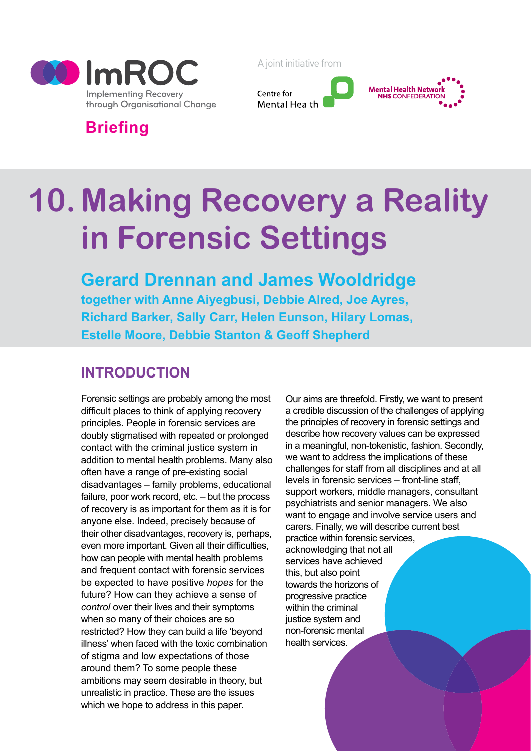ImROC

Implementing Recovery through Organisational Change

A joint initiative from

Centre for Mental Health

Mental Health Network NHS CONFEDERATION

**Briefing**

# 10. Making Recovery a Reality in Forensic Settings

## Gerard Drennan and James Wooldridge

**together with Anne Aiyegbusi, Debbie Alred, Joe Ayres, Richard Barker, Sally Carr, Helen Eunson, Hilary Lomas, Estelle Moore, Debbie Stanton & Geoff Shepherd**

## INTRODUCTION

Forensic settings are probably among the most difficult places to think of applying recovery principles. People in forensic services are doubly stigmatised with repeated or prolonged contact with the criminal justice system in addition to mental health problems. Many also often have a range of pre-existing social disadvantages – family problems, educational failure, poor work record, etc. – but the process of recovery is as important for them as it is for anyone else. Indeed, precisely because of their other disadvantages, recovery is, perhaps, even more important. Given all their difficulties, how can people with mental health problems and frequent contact with forensic services be expected to have positive *hopes* for the future? How can they achieve a sense of *control* over their lives and their symptoms when so many of their choices are so restricted? How they can build a life 'beyond illness' when faced with the toxic combination of stigma and low expectations of those around them? To some people these ambitions may seem desirable in theory, but unrealistic in practice. These are the issues which we hope to address in this paper.

Our aims are threefold. Firstly, we want to present a credible discussion of the challenges of applying the principles of recovery in forensic settings and describe how recovery values can be expressed in a meaningful, non-tokenistic, fashion. Secondly, we want to address the implications of these challenges for staff from all disciplines and at all levels in forensic services – front-line staff, support workers, middle managers, consultant psychiatrists and senior managers. We also want to engage and involve service users and carers. Finally, we will describe current best practice within forensic services, acknowledging that not all services have achieved this, but also point towards the horizons of progressive practice within the criminal justice system and non-forensic mental health services.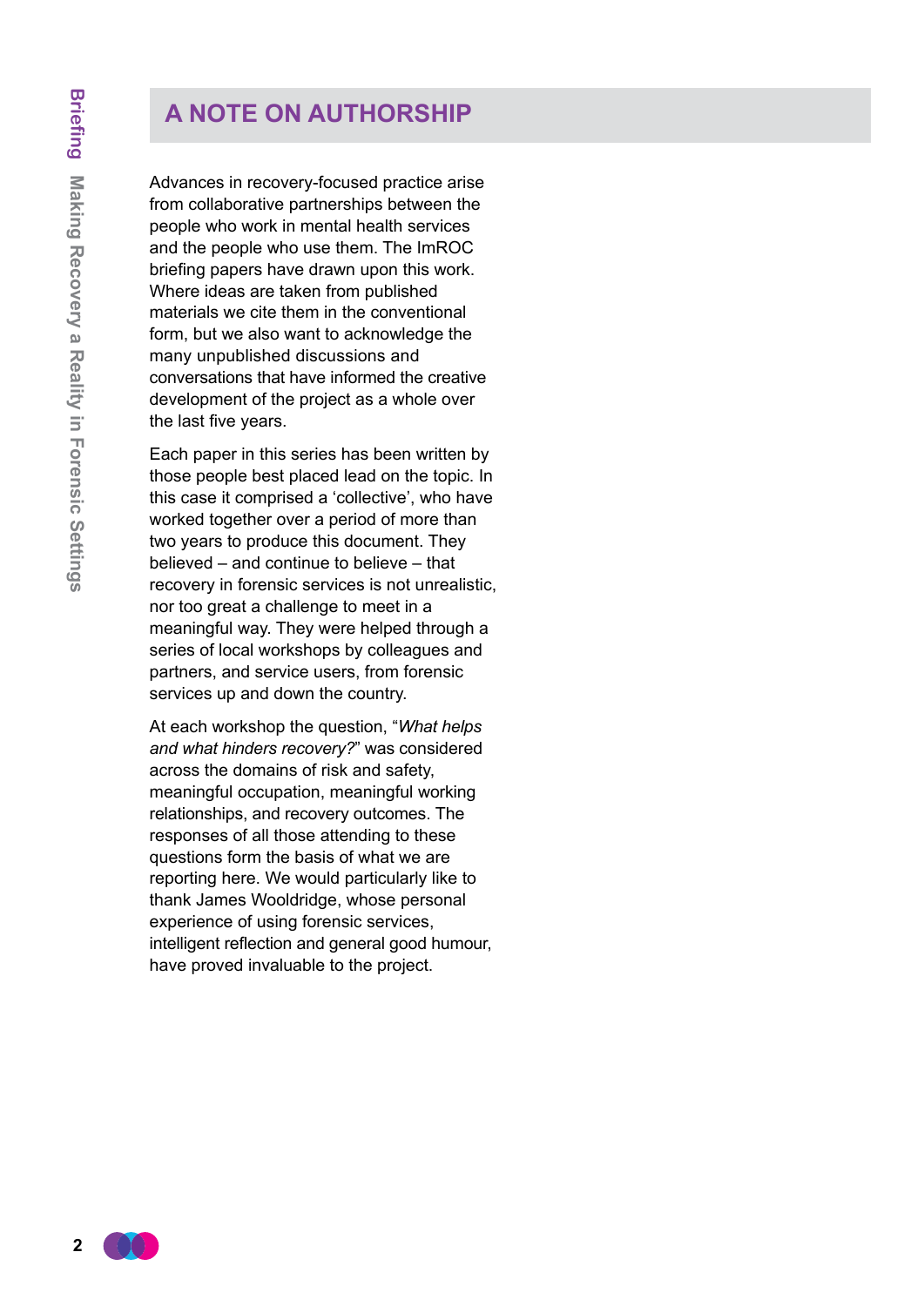# A NOTE ON AUTHORSHIP

Advances in recovery-focused practice arise from collaborative partnerships between the people who work in mental health services and the people who use them. The ImROC briefing papers have drawn upon this work. Where ideas are taken from published materials we cite them in the conventional form, but we also want to acknowledge the many unpublished discussions and conversations that have informed the creative development of the project as a whole over the last five years.

Each paper in this series has been written by those people best placed lead on the topic. In this case it comprised a 'collective', who have worked together over a period of more than two years to produce this document. They believed – and continue to believe – that recovery in forensic services is not unrealistic, nor too great a challenge to meet in a meaningful way. They were helped through a series of local workshops by colleagues and partners, and service users, from forensic services up and down the country.

At each workshop the question, "*What helps and what hinders recovery?*" was considered across the domains of risk and safety, meaningful occupation, meaningful working relationships, and recovery outcomes. The responses of all those attending to these questions form the basis of what we are reporting here. We would particularly like to thank James Wooldridge, whose personal experience of using forensic services, intelligent reflection and general good humour, have proved invaluable to the project.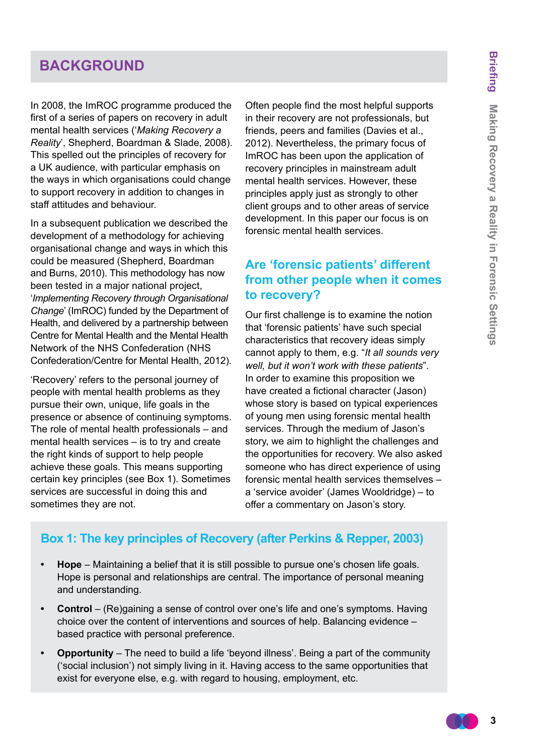## BACKGROUND

In 2008, the ImROC programme produced the first of a series of papers on recovery in adult mental health services ('*Making Recovery a Reality*', Shepherd, Boardman & Slade, 2008). This spelled out the principles of recovery for a UK audience, with particular emphasis on the ways in which organisations could change to support recovery in addition to changes in staff attitudes and behaviour.

In a subsequent publication we described the development of a methodology for achieving organisational change and ways in which this could be measured (Shepherd, Boardman and Burns, 2010). This methodology has now been tested in a major national project, '*Implementing Recovery through Organisational Change*' (ImROC) funded by the Department of Health, and delivered by a partnership between Centre for Mental Health and the Mental Health Network of the NHS Confederation (NHS Confederation/Centre for Mental Health, 2012).

'Recovery' refers to the personal journey of people with mental health problems as they pursue their own, unique, life goals in the presence or absence of continuing symptoms. The role of mental health professionals – and mental health services – is to try and create the right kinds of support to help people achieve these goals. This means supporting certain key principles (see Box 1). Sometimes services are successful in doing this and sometimes they are not.

Often people find the most helpful supports in their recovery are not professionals, but friends, peers and families (Davies et al., 2012). Nevertheless, the primary focus of ImROC has been upon the application of recovery principles in mainstream adult mental health services. However, these principles apply just as strongly to other client groups and to other areas of service development. In this paper our focus is on forensic mental health services.

### Are 'forensic patients' different from other people when it comes to recovery?

Our first challenge is to examine the notion that 'forensic patients' have such special characteristics that recovery ideas simply cannot apply to them, e.g. "*It all sounds very well, but it won't work with these patients*". In order to examine this proposition we have created a fictional character (Jason) whose story is based on typical experiences of young men using forensic mental health services. Through the medium of Jason's story, we aim to highlight the challenges and the opportunities for recovery. We also asked someone who has direct experience of using forensic mental health services themselves – a 'service avoider' (James Wooldridge) – to offer a commentary on Jason's story.

### Box 1: The key principles of Recovery (after Perkins & Repper, 2003)

- **Hope** – Maintaining a belief that it is still possible to pursue one's chosen life goals. Hope is personal and relationships are central. The importance of personal meaning and understanding.
- **Control** – (Re)gaining a sense of control over one's life and one's symptoms. Having choice over the content of interventions and sources of help. Balancing evidence – based practice with personal preference.
- **Opportunity** – The need to build a life 'beyond illness'. Being a part of the community ('social inclusion') not simply living in it. Having access to the same opportunities that exist for everyone else, e.g. with regard to housing, employment, etc.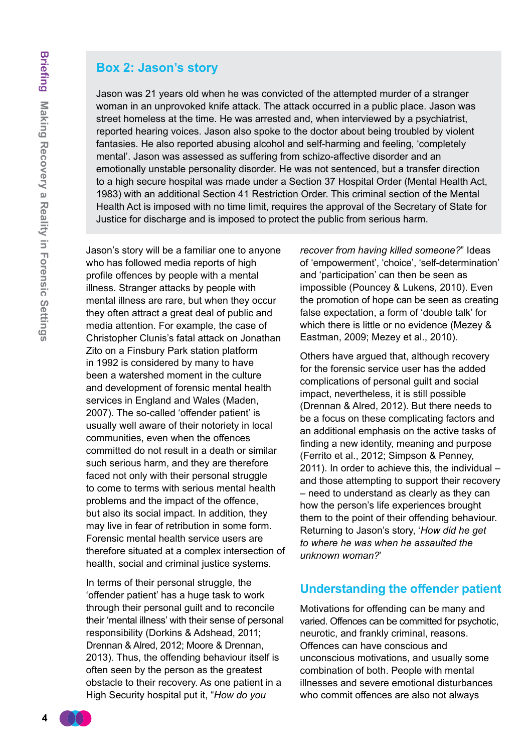## Box 2: Jason's story

Jason was 21 years old when he was convicted of the attempted murder of a stranger woman in an unprovoked knife attack. The attack occurred in a public place. Jason was street homeless at the time. He was arrested and, when interviewed by a psychiatrist, reported hearing voices. Jason also spoke to the doctor about being troubled by violent fantasies. He also reported abusing alcohol and self-harming and feeling, 'completely mental'. Jason was assessed as suffering from schizo-affective disorder and an emotionally unstable personality disorder. He was not sentenced, but a transfer direction to a high secure hospital was made under a Section 37 Hospital Order (Mental Health Act, 1983) with an additional Section 41 Restriction Order. This criminal section of the Mental Health Act is imposed with no time limit, requires the approval of the Secretary of State for Justice for discharge and is imposed to protect the public from serious harm.

Jason's story will be a familiar one to anyone who has followed media reports of high profile offences by people with a mental illness. Stranger attacks by people with mental illness are rare, but when they occur they often attract a great deal of public and media attention. For example, the case of Christopher Clunis's fatal attack on Jonathan Zito on a Finsbury Park station platform in 1992 is considered by many to have been a watershed moment in the culture and development of forensic mental health services in England and Wales (Maden, 2007). The so-called 'offender patient' is usually well aware of their notoriety in local communities, even when the offences committed do not result in a death or similar such serious harm, and they are therefore faced not only with their personal struggle to come to terms with serious mental health problems and the impact of the offence, but also its social impact. In addition, they may live in fear of retribution in some form. Forensic mental health service users are therefore situated at a complex intersection of health, social and criminal justice systems.

In terms of their personal struggle, the 'offender patient' has a huge task to work through their personal guilt and to reconcile their 'mental illness' with their sense of personal responsibility (Dorkins & Adshead, 2011; Drennan & Alred, 2012; Moore & Drennan, 2013). Thus, the offending behaviour itself is often seen by the person as the greatest obstacle to their recovery. As one patient in a High Security hospital put it, "*How do you recover from having killed someone?*" Ideas of 'empowerment', 'choice', 'self-determination' and 'participation' can then be seen as impossible (Pouncey & Lukens, 2010). Even the promotion of hope can be seen as creating false expectation, a form of 'double talk' for which there is little or no evidence (Mezey & Eastman, 2009; Mezey et al., 2010).

Others have argued that, although recovery for the forensic service user has the added complications of personal guilt and social impact, nevertheless, it is still possible (Drennan & Alred, 2012). But there needs to be a focus on these complicating factors and an additional emphasis on the active tasks of finding a new identity, meaning and purpose (Ferrito et al., 2012; Simpson & Penney, 2011). In order to achieve this, the individual – and those attempting to support their recovery – need to understand as clearly as they can how the person's life experiences brought them to the point of their offending behaviour. Returning to Jason's story, '*How did he get to where he was when he assaulted the unknown woman?*'

## Understanding the offender patient

Motivations for offending can be many and varied. Offences can be committed for psychotic, neurotic, and frankly criminal, reasons. Offences can have conscious and unconscious motivations, and usually some combination of both. People with mental illnesses and severe emotional disturbances who commit offences are also not always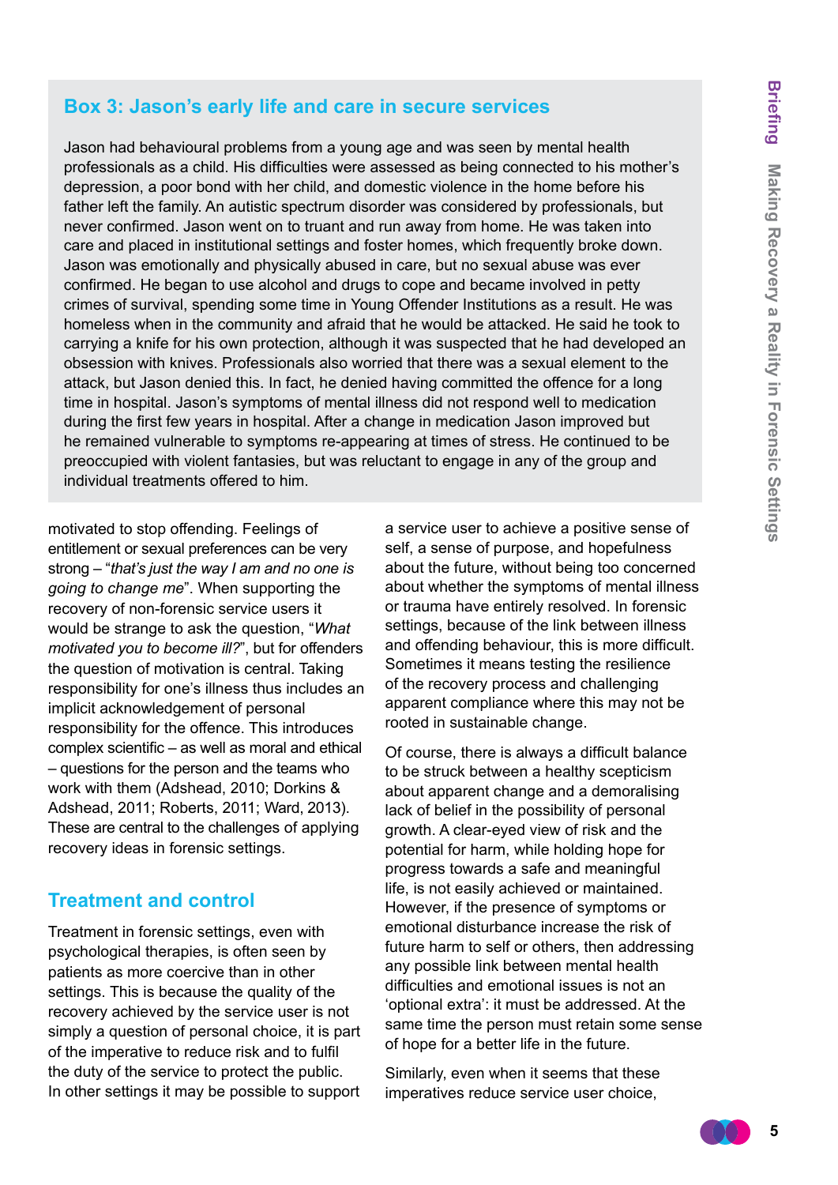## Box 3: Jason's early life and care in secure services

Jason had behavioural problems from a young age and was seen by mental health professionals as a child. His difficulties were assessed as being connected to his mother's depression, a poor bond with her child, and domestic violence in the home before his father left the family. An autistic spectrum disorder was considered by professionals, but never confirmed. Jason went on to truant and run away from home. He was taken into care and placed in institutional settings and foster homes, which frequently broke down. Jason was emotionally and physically abused in care, but no sexual abuse was ever confirmed. He began to use alcohol and drugs to cope and became involved in petty crimes of survival, spending some time in Young Offender Institutions as a result. He was homeless when in the community and afraid that he would be attacked. He said he took to carrying a knife for his own protection, although it was suspected that he had developed an obsession with knives. Professionals also worried that there was a sexual element to the attack, but Jason denied this. In fact, he denied having committed the offence for a long time in hospital. Jason's symptoms of mental illness did not respond well to medication during the first few years in hospital. After a change in medication Jason improved but he remained vulnerable to symptoms re-appearing at times of stress. He continued to be preoccupied with violent fantasies, but was reluctant to engage in any of the group and individual treatments offered to him.

motivated to stop offending. Feelings of entitlement or sexual preferences can be very strong – "*that's just the way I am and no one is going to change me*". When supporting the recovery of non-forensic service users it would be strange to ask the question, "*What motivated you to become ill?*", but for offenders the question of motivation is central. Taking responsibility for one's illness thus includes an implicit acknowledgement of personal responsibility for the offence. This introduces complex scientific – as well as moral and ethical – questions for the person and the teams who work with them (Adshead, 2010; Dorkins & Adshead, 2011; Roberts, 2011; Ward, 2013). These are central to the challenges of applying recovery ideas in forensic settings.

## Treatment and control

Treatment in forensic settings, even with psychological therapies, is often seen by patients as more coercive than in other settings. This is because the quality of the recovery achieved by the service user is not simply a question of personal choice, it is part of the imperative to reduce risk and to fulfil the duty of the service to protect the public. In other settings it may be possible to support a service user to achieve a positive sense of self, a sense of purpose, and hopefulness about the future, without being too concerned about whether the symptoms of mental illness or trauma have entirely resolved. In forensic settings, because of the link between illness and offending behaviour, this is more difficult. Sometimes it means testing the resilience of the recovery process and challenging apparent compliance where this may not be rooted in sustainable change.

Of course, there is always a difficult balance to be struck between a healthy scepticism about apparent change and a demoralising lack of belief in the possibility of personal growth. A clear-eyed view of risk and the potential for harm, while holding hope for progress towards a safe and meaningful life, is not easily achieved or maintained. However, if the presence of symptoms or emotional disturbance increase the risk of future harm to self or others, then addressing any possible link between mental health difficulties and emotional issues is not an 'optional extra': it must be addressed. At the same time the person must retain some sense of hope for a better life in the future.

Similarly, even when it seems that these imperatives reduce service user choice,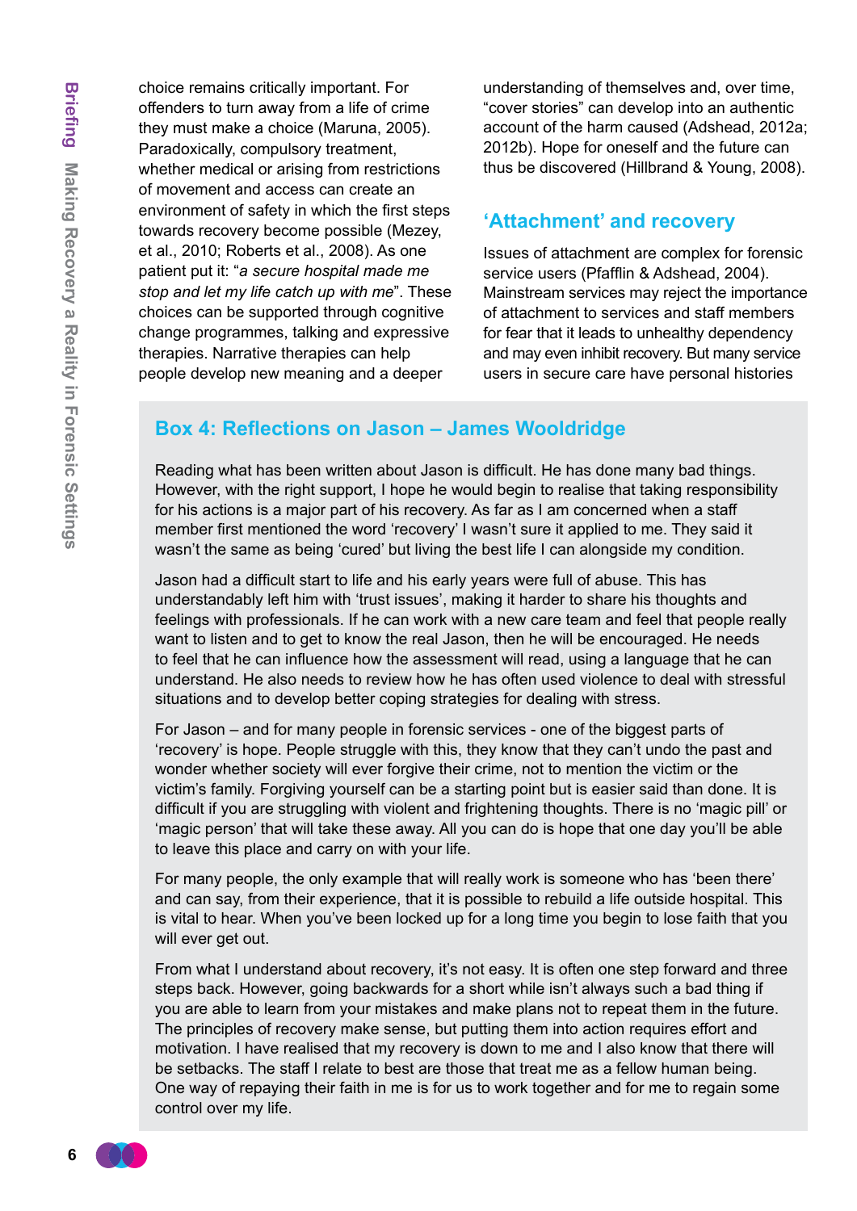choice remains critically important. For offenders to turn away from a life of crime they must make a choice (Maruna, 2005). Paradoxically, compulsory treatment, whether medical or arising from restrictions of movement and access can create an environment of safety in which the first steps towards recovery become possible (Mezey, et al., 2010; Roberts et al., 2008). As one patient put it: "*a secure hospital made me stop and let my life catch up with me*". These choices can be supported through cognitive change programmes, talking and expressive therapies. Narrative therapies can help people develop new meaning and a deeper understanding of themselves and, over time, "cover stories" can develop into an authentic account of the harm caused (Adshead, 2012a; 2012b). Hope for oneself and the future can thus be discovered (Hillbrand & Young, 2008).

## 'Attachment' and recovery

Issues of attachment are complex for forensic service users (Pfafflin & Adshead, 2004). Mainstream services may reject the importance of attachment to services and staff members for fear that it leads to unhealthy dependency and may even inhibit recovery. But many service users in secure care have personal histories

### Box 4: Reflections on Jason – James Wooldridge

Reading what has been written about Jason is difficult. He has done many bad things. However, with the right support, I hope he would begin to realise that taking responsibility for his actions is a major part of his recovery. As far as I am concerned when a staff member first mentioned the word 'recovery' I wasn't sure it applied to me. They said it wasn't the same as being 'cured' but living the best life I can alongside my condition.

Jason had a difficult start to life and his early years were full of abuse. This has understandably left him with 'trust issues', making it harder to share his thoughts and feelings with professionals. If he can work with a new care team and feel that people really want to listen and to get to know the real Jason, then he will be encouraged. He needs to feel that he can influence how the assessment will read, using a language that he can understand. He also needs to review how he has often used violence to deal with stressful situations and to develop better coping strategies for dealing with stress.

For Jason – and for many people in forensic services - one of the biggest parts of 'recovery' is hope. People struggle with this, they know that they can't undo the past and wonder whether society will ever forgive their crime, not to mention the victim or the victim's family. Forgiving yourself can be a starting point but is easier said than done. It is difficult if you are struggling with violent and frightening thoughts. There is no 'magic pill' or 'magic person' that will take these away. All you can do is hope that one day you'll be able to leave this place and carry on with your life.

For many people, the only example that will really work is someone who has 'been there' and can say, from their experience, that it is possible to rebuild a life outside hospital. This is vital to hear. When you've been locked up for a long time you begin to lose faith that you will ever get out.

From what I understand about recovery, it's not easy. It is often one step forward and three steps back. However, going backwards for a short while isn't always such a bad thing if you are able to learn from your mistakes and make plans not to repeat them in the future. The principles of recovery make sense, but putting them into action requires effort and motivation. I have realised that my recovery is down to me and I also know that there will be setbacks. The staff I relate to best are those that treat me as a fellow human being. One way of repaying their faith in me is for us to work together and for me to regain some control over my life.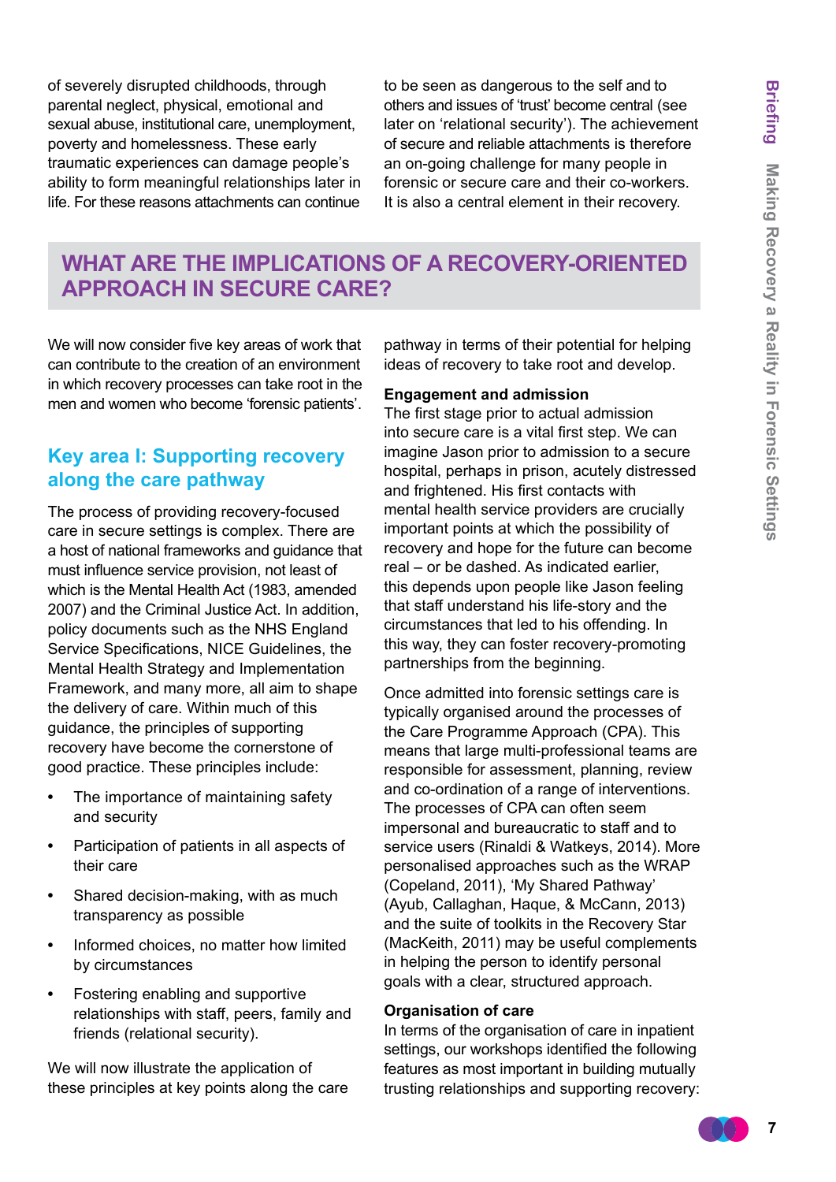of severely disrupted childhoods, through parental neglect, physical, emotional and sexual abuse, institutional care, unemployment, poverty and homelessness. These early traumatic experiences can damage people's ability to form meaningful relationships later in life. For these reasons attachments can continue to be seen as dangerous to the self and to others and issues of 'trust' become central (see later on 'relational security'). The achievement of secure and reliable attachments is therefore an on-going challenge for many people in forensic or secure care and their co-workers. It is also a central element in their recovery.

## WHAT ARE THE IMPLICATIONS OF A RECOVERY-ORIENTED APPROACH IN SECURE CARE?

We will now consider five key areas of work that can contribute to the creation of an environment in which recovery processes can take root in the men and women who become 'forensic patients'.

### Key area I: Supporting recovery along the care pathway

The process of providing recovery-focused care in secure settings is complex. There are a host of national frameworks and guidance that must influence service provision, not least of which is the Mental Health Act (1983, amended 2007) and the Criminal Justice Act. In addition, policy documents such as the NHS England Service Specifications, NICE Guidelines, the Mental Health Strategy and Implementation Framework, and many more, all aim to shape the delivery of care. Within much of this guidance, the principles of supporting recovery have become the cornerstone of good practice. These principles include:

- The importance of maintaining safety and security
- Participation of patients in all aspects of their care
- Shared decision-making, with as much transparency as possible
- Informed choices, no matter how limited by circumstances
- Fostering enabling and supportive relationships with staff, peers, family and friends (relational security).

We will now illustrate the application of these principles at key points along the care pathway in terms of their potential for helping ideas of recovery to take root and develop.

**Engagement and admission**

The first stage prior to actual admission into secure care is a vital first step. We can imagine Jason prior to admission to a secure hospital, perhaps in prison, acutely distressed and frightened. His first contacts with mental health service providers are crucially important points at which the possibility of recovery and hope for the future can become real – or be dashed. As indicated earlier, this depends upon people like Jason feeling that staff understand his life-story and the circumstances that led to his offending. In this way, they can foster recovery-promoting partnerships from the beginning.

Once admitted into forensic settings care is typically organised around the processes of the Care Programme Approach (CPA). This means that large multi-professional teams are responsible for assessment, planning, review and co-ordination of a range of interventions. The processes of CPA can often seem impersonal and bureaucratic to staff and to service users (Rinaldi & Watkeys, 2014). More personalised approaches such as the WRAP (Copeland, 2011), 'My Shared Pathway' (Ayub, Callaghan, Haque, & McCann, 2013) and the suite of toolkits in the Recovery Star (MacKeith, 2011) may be useful complements in helping the person to identify personal goals with a clear, structured approach.

**Organisation of care**

In terms of the organisation of care in inpatient settings, our workshops identified the following features as most important in building mutually trusting relationships and supporting recovery: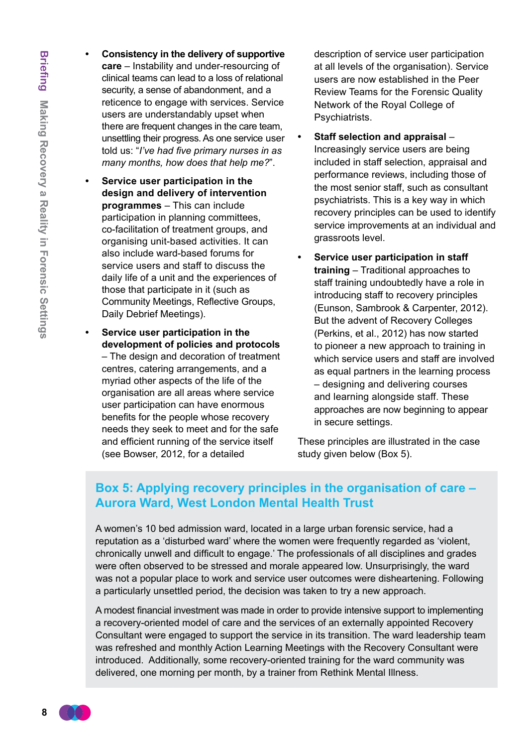- **Consistency in the delivery of supportive care** – Instability and under-resourcing of clinical teams can lead to a loss of relational security, a sense of abandonment, and a reticence to engage with services. Service users are understandably upset when there are frequent changes in the care team, unsettling their progress. As one service user told us: "*I've had five primary nurses in as many months, how does that help me?*".
- **Service user participation in the design and delivery of intervention programmes** – This can include participation in planning committees, co-facilitation of treatment groups, and organising unit-based activities. It can also include ward-based forums for service users and staff to discuss the daily life of a unit and the experiences of those that participate in it (such as Community Meetings, Reflective Groups, Daily Debrief Meetings).
- **Service user participation in the development of policies and protocols** – The design and decoration of treatment centres, catering arrangements, and a myriad other aspects of the life of the organisation are all areas where service user participation can have enormous benefits for the people whose recovery needs they seek to meet and for the safe and efficient running of the service itself (see Bowser, 2012, for a detailed description of service user participation at all levels of the organisation). Service users are now established in the Peer Review Teams for the Forensic Quality Network of the Royal College of Psychiatrists.
- **Staff selection and appraisal** – Increasingly service users are being included in staff selection, appraisal and performance reviews, including those of the most senior staff, such as consultant psychiatrists. This is a key way in which recovery principles can be used to identify service improvements at an individual and grassroots level.
- **Service user participation in staff training** – Traditional approaches to staff training undoubtedly have a role in introducing staff to recovery principles (Eunson, Sambrook & Carpenter, 2012). But the advent of Recovery Colleges (Perkins, et al., 2012) has now started to pioneer a new approach to training in which service users and staff are involved as equal partners in the learning process – designing and delivering courses and learning alongside staff. These approaches are now beginning to appear in secure settings.

These principles are illustrated in the case study given below (Box 5).

## Box 5: Applying recovery principles in the organisation of care – Aurora Ward, West London Mental Health Trust

A women's 10 bed admission ward, located in a large urban forensic service, had a reputation as a 'disturbed ward' where the women were frequently regarded as 'violent, chronically unwell and difficult to engage.' The professionals of all disciplines and grades were often observed to be stressed and morale appeared low. Unsurprisingly, the ward was not a popular place to work and service user outcomes were disheartening. Following a particularly unsettled period, the decision was taken to try a new approach.

A modest financial investment was made in order to provide intensive support to implementing a recovery-oriented model of care and the services of an externally appointed Recovery Consultant were engaged to support the service in its transition. The ward leadership team was refreshed and monthly Action Learning Meetings with the Recovery Consultant were introduced. Additionally, some recovery-oriented training for the ward community was delivered, one morning per month, by a trainer from Rethink Mental Illness.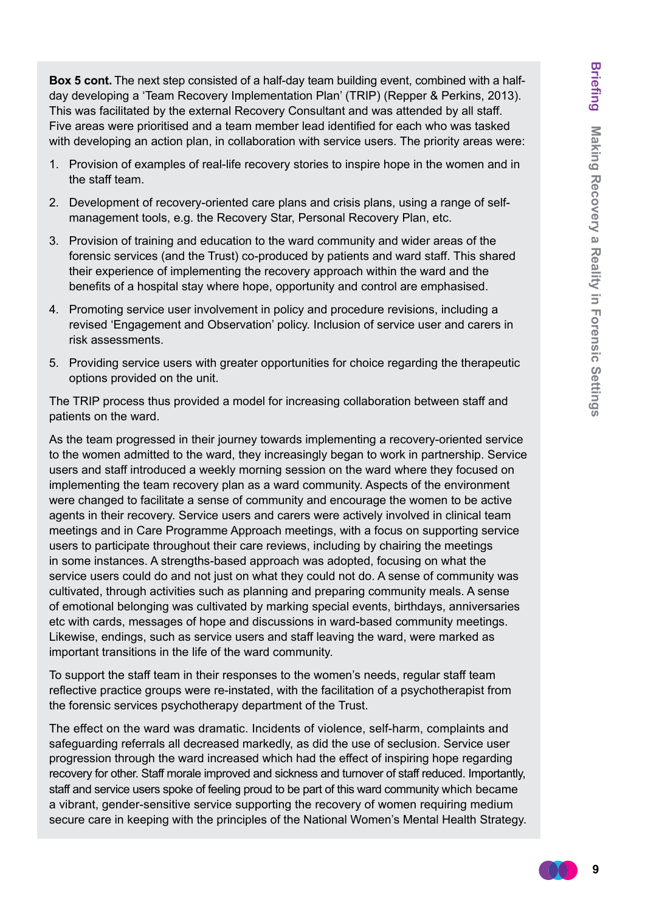**Box 5 cont.** The next step consisted of a half-day team building event, combined with a half-day developing a 'Team Recovery Implementation Plan' (TRIP) (Repper & Perkins, 2013). This was facilitated by the external Recovery Consultant and was attended by all staff. Five areas were prioritised and a team member lead identified for each who was tasked with developing an action plan, in collaboration with service users. The priority areas were:

1. Provision of examples of real-life recovery stories to inspire hope in the women and in the staff team.
2. Development of recovery-oriented care plans and crisis plans, using a range of self-management tools, e.g. the Recovery Star, Personal Recovery Plan, etc.
3. Provision of training and education to the ward community and wider areas of the forensic services (and the Trust) co-produced by patients and ward staff. This shared their experience of implementing the recovery approach within the ward and the benefits of a hospital stay where hope, opportunity and control are emphasised.
4. Promoting service user involvement in policy and procedure revisions, including a revised 'Engagement and Observation' policy. Inclusion of service user and carers in risk assessments.
5. Providing service users with greater opportunities for choice regarding the therapeutic options provided on the unit.

The TRIP process thus provided a model for increasing collaboration between staff and patients on the ward.

As the team progressed in their journey towards implementing a recovery-oriented service to the women admitted to the ward, they increasingly began to work in partnership. Service users and staff introduced a weekly morning session on the ward where they focused on implementing the team recovery plan as a ward community. Aspects of the environment were changed to facilitate a sense of community and encourage the women to be active agents in their recovery. Service users and carers were actively involved in clinical team meetings and in Care Programme Approach meetings, with a focus on supporting service users to participate throughout their care reviews, including by chairing the meetings in some instances. A strengths-based approach was adopted, focusing on what the service users could do and not just on what they could not do. A sense of community was cultivated, through activities such as planning and preparing community meals. A sense of emotional belonging was cultivated by marking special events, birthdays, anniversaries etc with cards, messages of hope and discussions in ward-based community meetings. Likewise, endings, such as service users and staff leaving the ward, were marked as important transitions in the life of the ward community.

To support the staff team in their responses to the women's needs, regular staff team reflective practice groups were re-instated, with the facilitation of a psychotherapist from the forensic services psychotherapy department of the Trust.

The effect on the ward was dramatic. Incidents of violence, self-harm, complaints and safeguarding referrals all decreased markedly, as did the use of seclusion. Service user progression through the ward increased which had the effect of inspiring hope regarding recovery for other. Staff morale improved and sickness and turnover of staff reduced. Importantly, staff and service users spoke of feeling proud to be part of this ward community which became a vibrant, gender-sensitive service supporting the recovery of women requiring medium secure care in keeping with the principles of the National Women's Mental Health Strategy.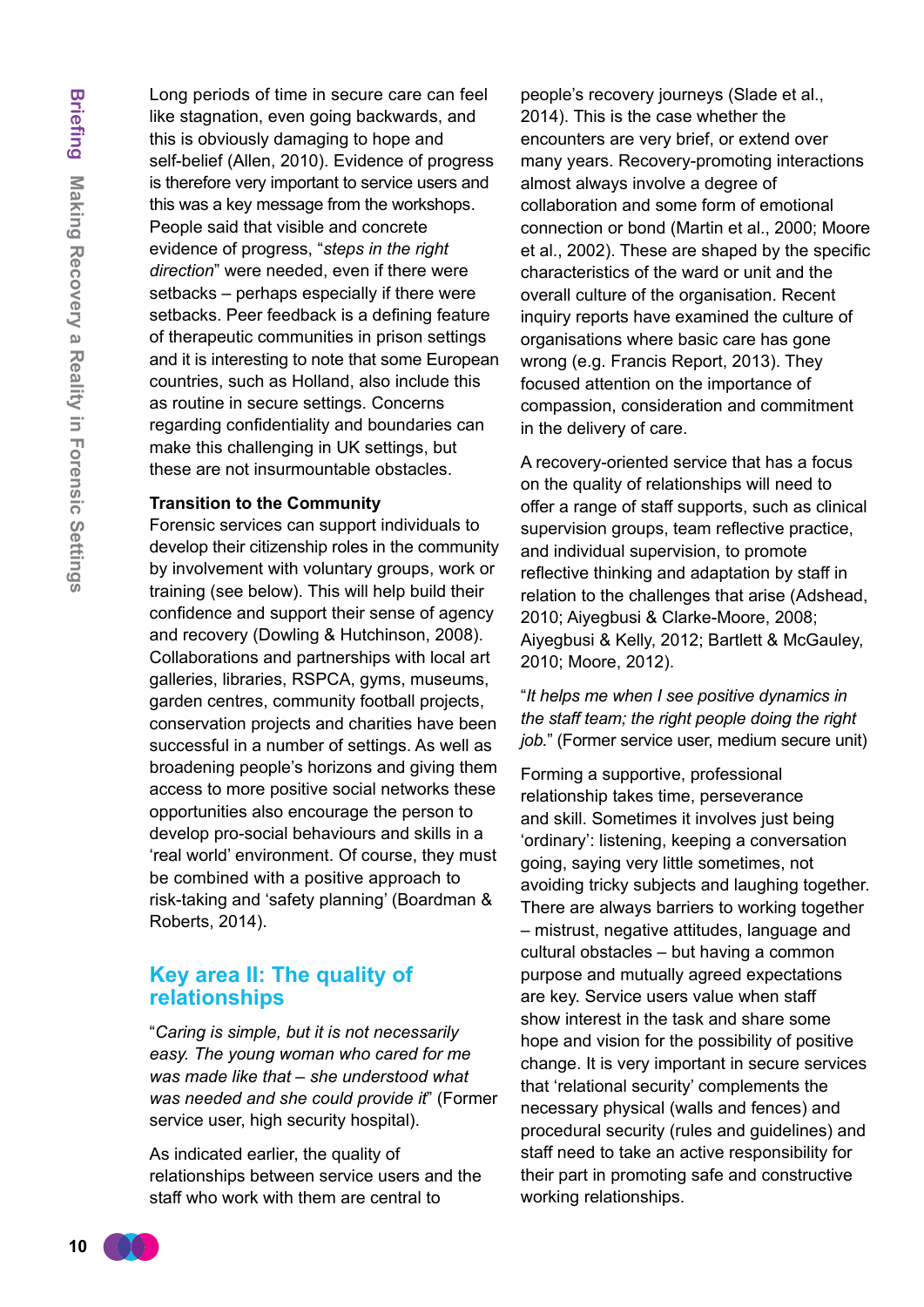Long periods of time in secure care can feel like stagnation, even going backwards, and this is obviously damaging to hope and self-belief (Allen, 2010). Evidence of progress is therefore very important to service users and this was a key message from the workshops. People said that visible and concrete evidence of progress, "*steps in the right direction*" were needed, even if there were setbacks – perhaps especially if there were setbacks. Peer feedback is a defining feature of therapeutic communities in prison settings and it is interesting to note that some European countries, such as Holland, also include this as routine in secure settings. Concerns regarding confidentiality and boundaries can make this challenging in UK settings, but these are not insurmountable obstacles.

**Transition to the Community**

Forensic services can support individuals to develop their citizenship roles in the community by involvement with voluntary groups, work or training (see below). This will help build their confidence and support their sense of agency and recovery (Dowling & Hutchinson, 2008). Collaborations and partnerships with local art galleries, libraries, RSPCA, gyms, museums, garden centres, community football projects, conservation projects and charities have been successful in a number of settings. As well as broadening people's horizons and giving them access to more positive social networks these opportunities also encourage the person to develop pro-social behaviours and skills in a 'real world' environment. Of course, they must be combined with a positive approach to risk-taking and 'safety planning' (Boardman & Roberts, 2014).

## Key area II: The quality of relationships

"*Caring is simple, but it is not necessarily easy. The young woman who cared for me was made like that – she understood what was needed and she could provide it*" (Former service user, high security hospital).

As indicated earlier, the quality of relationships between service users and the staff who work with them are central to people's recovery journeys (Slade et al., 2014). This is the case whether the encounters are very brief, or extend over many years. Recovery-promoting interactions almost always involve a degree of collaboration and some form of emotional connection or bond (Martin et al., 2000; Moore et al., 2002). These are shaped by the specific characteristics of the ward or unit and the overall culture of the organisation. Recent inquiry reports have examined the culture of organisations where basic care has gone wrong (e.g. Francis Report, 2013). They focused attention on the importance of compassion, consideration and commitment in the delivery of care.

A recovery-oriented service that has a focus on the quality of relationships will need to offer a range of staff supports, such as clinical supervision groups, team reflective practice, and individual supervision, to promote reflective thinking and adaptation by staff in relation to the challenges that arise (Adshead, 2010; Aiyegbusi & Clarke-Moore, 2008; Aiyegbusi & Kelly, 2012; Bartlett & McGauley, 2010; Moore, 2012).

"*It helps me when I see positive dynamics in the staff team; the right people doing the right job.*" (Former service user, medium secure unit)

Forming a supportive, professional relationship takes time, perseverance and skill. Sometimes it involves just being 'ordinary': listening, keeping a conversation going, saying very little sometimes, not avoiding tricky subjects and laughing together. There are always barriers to working together – mistrust, negative attitudes, language and cultural obstacles – but having a common purpose and mutually agreed expectations are key. Service users value when staff show interest in the task and share some hope and vision for the possibility of positive change. It is very important in secure services that 'relational security' complements the necessary physical (walls and fences) and procedural security (rules and guidelines) and staff need to take an active responsibility for their part in promoting safe and constructive working relationships.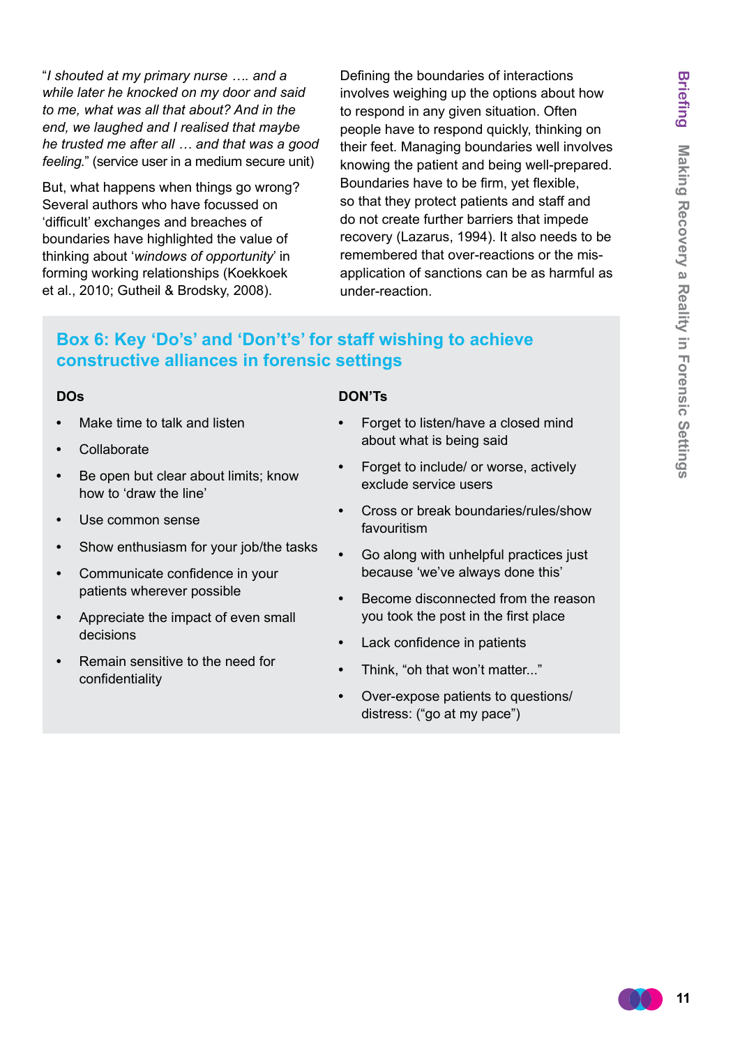"*I shouted at my primary nurse …. and a while later he knocked on my door and said to me, what was all that about? And in the end, we laughed and I realised that maybe he trusted me after all … and that was a good feeling.*" (service user in a medium secure unit)

But, what happens when things go wrong? Several authors who have focussed on 'difficult' exchanges and breaches of boundaries have highlighted the value of thinking about '*windows of opportunity*' in forming working relationships (Koekkoek et al., 2010; Gutheil & Brodsky, 2008).

Defining the boundaries of interactions involves weighing up the options about how to respond in any given situation. Often people have to respond quickly, thinking on their feet. Managing boundaries well involves knowing the patient and being well-prepared. Boundaries have to be firm, yet flexible, so that they protect patients and staff and do not create further barriers that impede recovery (Lazarus, 1994). It also needs to be remembered that over-reactions or the mis-application of sanctions can be as harmful as under-reaction.

## Box 6: Key 'Do's' and 'Don't's' for staff wishing to achieve constructive alliances in forensic settings

**DOs**

- Make time to talk and listen
- Collaborate
- Be open but clear about limits; know how to 'draw the line'
- Use common sense
- Show enthusiasm for your job/the tasks
- Communicate confidence in your patients wherever possible
- Appreciate the impact of even small decisions
- Remain sensitive to the need for confidentiality

**DON'Ts**

- Forget to listen/have a closed mind about what is being said
- Forget to include/ or worse, actively exclude service users
- Cross or break boundaries/rules/show favouritism
- Go along with unhelpful practices just because 'we've always done this'
- Become disconnected from the reason you took the post in the first place
- Lack confidence in patients
- Think, "oh that won't matter..."
- Over-expose patients to questions/ distress: ("go at my pace")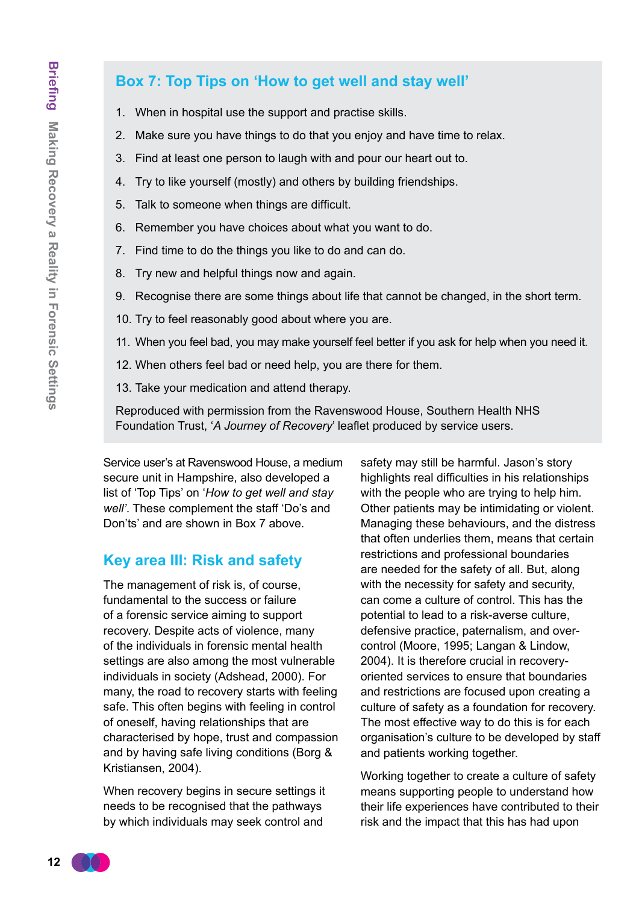## Box 7: Top Tips on 'How to get well and stay well'

1. When in hospital use the support and practise skills.
2. Make sure you have things to do that you enjoy and have time to relax.
3. Find at least one person to laugh with and pour our heart out to.
4. Try to like yourself (mostly) and others by building friendships.
5. Talk to someone when things are difficult.
6. Remember you have choices about what you want to do.
7. Find time to do the things you like to do and can do.
8. Try new and helpful things now and again.
9. Recognise there are some things about life that cannot be changed, in the short term.
10. Try to feel reasonably good about where you are.
11. When you feel bad, you may make yourself feel better if you ask for help when you need it.
12. When others feel bad or need help, you are there for them.
13. Take your medication and attend therapy.

Reproduced with permission from the Ravenswood House, Southern Health NHS Foundation Trust, '*A Journey of Recovery*' leaflet produced by service users.

Service user's at Ravenswood House, a medium secure unit in Hampshire, also developed a list of 'Top Tips' on '*How to get well and stay well*'. These complement the staff 'Do's and Don'ts' and are shown in Box 7 above.

## Key area III: Risk and safety

The management of risk is, of course, fundamental to the success or failure of a forensic service aiming to support recovery. Despite acts of violence, many of the individuals in forensic mental health settings are also among the most vulnerable individuals in society (Adshead, 2000). For many, the road to recovery starts with feeling safe. This often begins with feeling in control of oneself, having relationships that are characterised by hope, trust and compassion and by having safe living conditions (Borg & Kristiansen, 2004).

When recovery begins in secure settings it needs to be recognised that the pathways by which individuals may seek control and safety may still be harmful. Jason's story highlights real difficulties in his relationships with the people who are trying to help him. Other patients may be intimidating or violent. Managing these behaviours, and the distress that often underlies them, means that certain restrictions and professional boundaries are needed for the safety of all. But, along with the necessity for safety and security, can come a culture of control. This has the potential to lead to a risk-averse culture, defensive practice, paternalism, and over-control (Moore, 1995; Langan & Lindow, 2004). It is therefore crucial in recovery-oriented services to ensure that boundaries and restrictions are focused upon creating a culture of safety as a foundation for recovery. The most effective way to do this is for each organisation's culture to be developed by staff and patients working together.

Working together to create a culture of safety means supporting people to understand how their life experiences have contributed to their risk and the impact that this has had upon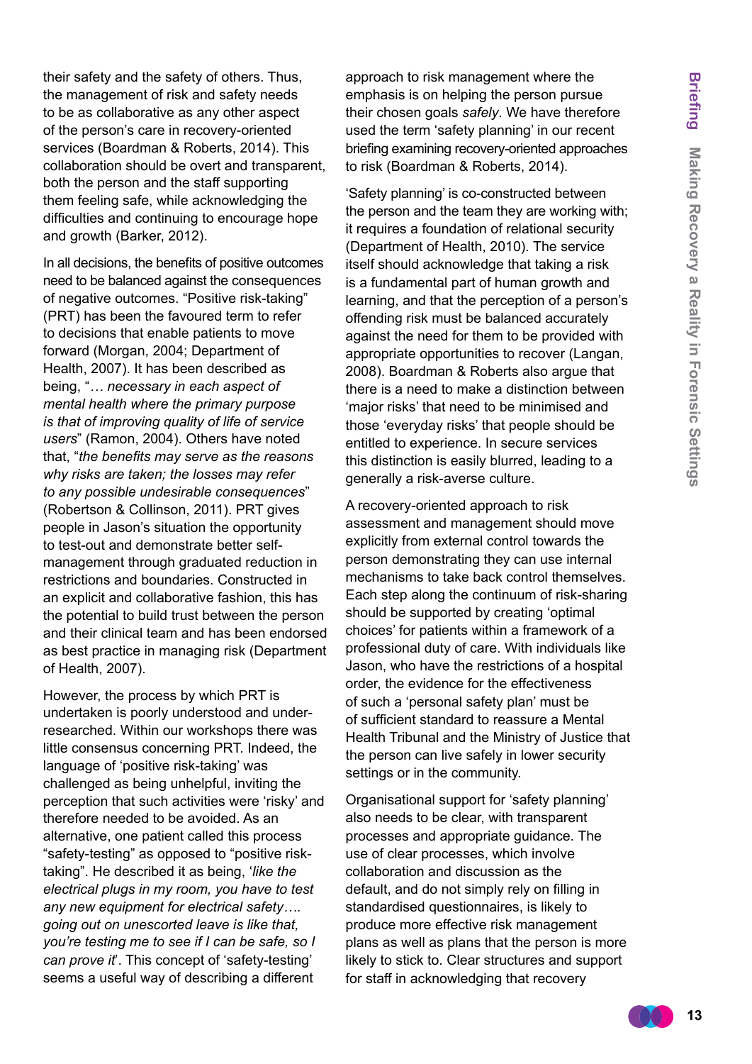their safety and the safety of others. Thus, the management of risk and safety needs to be as collaborative as any other aspect of the person's care in recovery-oriented services (Boardman & Roberts, 2014). This collaboration should be overt and transparent, both the person and the staff supporting them feeling safe, while acknowledging the difficulties and continuing to encourage hope and growth (Barker, 2012).

In all decisions, the benefits of positive outcomes need to be balanced against the consequences of negative outcomes. "Positive risk-taking" (PRT) has been the favoured term to refer to decisions that enable patients to move forward (Morgan, 2004; Department of Health, 2007). It has been described as being, "*… necessary in each aspect of mental health where the primary purpose is that of improving quality of life of service users*" (Ramon, 2004). Others have noted that, "*the benefits may serve as the reasons why risks are taken; the losses may refer to any possible undesirable consequences*" (Robertson & Collinson, 2011). PRT gives people in Jason's situation the opportunity to test-out and demonstrate better self-management through graduated reduction in restrictions and boundaries. Constructed in an explicit and collaborative fashion, this has the potential to build trust between the person and their clinical team and has been endorsed as best practice in managing risk (Department of Health, 2007).

However, the process by which PRT is undertaken is poorly understood and under-researched. Within our workshops there was little consensus concerning PRT. Indeed, the language of 'positive risk-taking' was challenged as being unhelpful, inviting the perception that such activities were 'risky' and therefore needed to be avoided. As an alternative, one patient called this process "safety-testing" as opposed to "positive risk-taking". He described it as being, '*like the electrical plugs in my room, you have to test any new equipment for electrical safety…. going out on unescorted leave is like that, you're testing me to see if I can be safe, so I can prove it*'. This concept of 'safety-testing' seems a useful way of describing a different approach to risk management where the emphasis is on helping the person pursue their chosen goals *safely*. We have therefore used the term 'safety planning' in our recent briefing examining recovery-oriented approaches to risk (Boardman & Roberts, 2014).

'Safety planning' is co-constructed between the person and the team they are working with; it requires a foundation of relational security (Department of Health, 2010). The service itself should acknowledge that taking a risk is a fundamental part of human growth and learning, and that the perception of a person's offending risk must be balanced accurately against the need for them to be provided with appropriate opportunities to recover (Langan, 2008). Boardman & Roberts also argue that there is a need to make a distinction between 'major risks' that need to be minimised and those 'everyday risks' that people should be entitled to experience. In secure services this distinction is easily blurred, leading to a generally a risk-averse culture.

A recovery-oriented approach to risk assessment and management should move explicitly from external control towards the person demonstrating they can use internal mechanisms to take back control themselves. Each step along the continuum of risk-sharing should be supported by creating 'optimal choices' for patients within a framework of a professional duty of care. With individuals like Jason, who have the restrictions of a hospital order, the evidence for the effectiveness of such a 'personal safety plan' must be of sufficient standard to reassure a Mental Health Tribunal and the Ministry of Justice that the person can live safely in lower security settings or in the community.

Organisational support for 'safety planning' also needs to be clear, with transparent processes and appropriate guidance. The use of clear processes, which involve collaboration and discussion as the default, and do not simply rely on filling in standardised questionnaires, is likely to produce more effective risk management plans as well as plans that the person is more likely to stick to. Clear structures and support for staff in acknowledging that recovery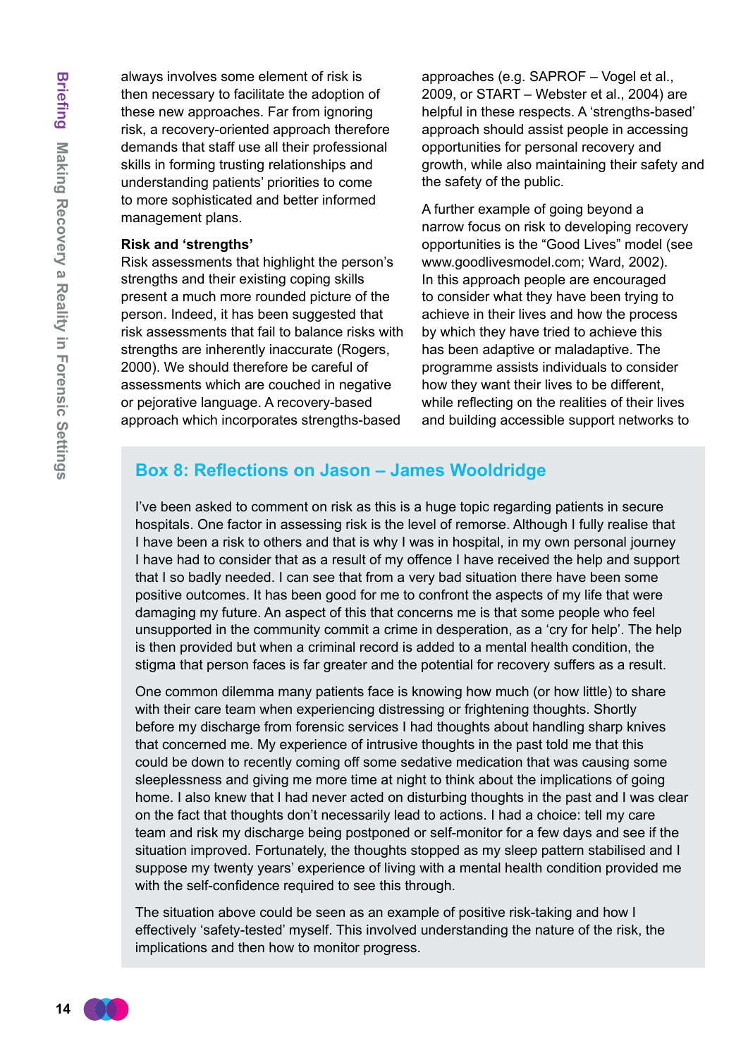always involves some element of risk is then necessary to facilitate the adoption of these new approaches. Far from ignoring risk, a recovery-oriented approach therefore demands that staff use all their professional skills in forming trusting relationships and understanding patients' priorities to come to more sophisticated and better informed management plans.

**Risk and 'strengths'**

Risk assessments that highlight the person's strengths and their existing coping skills present a much more rounded picture of the person. Indeed, it has been suggested that risk assessments that fail to balance risks with strengths are inherently inaccurate (Rogers, 2000). We should therefore be careful of assessments which are couched in negative or pejorative language. A recovery-based approach which incorporates strengths-based approaches (e.g. SAPROF – Vogel et al., 2009, or START – Webster et al., 2004) are helpful in these respects. A 'strengths-based' approach should assist people in accessing opportunities for personal recovery and growth, while also maintaining their safety and the safety of the public.

A further example of going beyond a narrow focus on risk to developing recovery opportunities is the "Good Lives" model (see www.goodlivesmodel.com; Ward, 2002). In this approach people are encouraged to consider what they have been trying to achieve in their lives and how the process by which they have tried to achieve this has been adaptive or maladaptive. The programme assists individuals to consider how they want their lives to be different, while reflecting on the realities of their lives and building accessible support networks to

## Box 8: Reflections on Jason – James Wooldridge

I've been asked to comment on risk as this is a huge topic regarding patients in secure hospitals. One factor in assessing risk is the level of remorse. Although I fully realise that I have been a risk to others and that is why I was in hospital, in my own personal journey I have had to consider that as a result of my offence I have received the help and support that I so badly needed. I can see that from a very bad situation there have been some positive outcomes. It has been good for me to confront the aspects of my life that were damaging my future. An aspect of this that concerns me is that some people who feel unsupported in the community commit a crime in desperation, as a 'cry for help'. The help is then provided but when a criminal record is added to a mental health condition, the stigma that person faces is far greater and the potential for recovery suffers as a result.

One common dilemma many patients face is knowing how much (or how little) to share with their care team when experiencing distressing or frightening thoughts. Shortly before my discharge from forensic services I had thoughts about handling sharp knives that concerned me. My experience of intrusive thoughts in the past told me that this could be down to recently coming off some sedative medication that was causing some sleeplessness and giving me more time at night to think about the implications of going home. I also knew that I had never acted on disturbing thoughts in the past and I was clear on the fact that thoughts don't necessarily lead to actions. I had a choice: tell my care team and risk my discharge being postponed or self-monitor for a few days and see if the situation improved. Fortunately, the thoughts stopped as my sleep pattern stabilised and I suppose my twenty years' experience of living with a mental health condition provided me with the self-confidence required to see this through.

The situation above could be seen as an example of positive risk-taking and how I effectively 'safety-tested' myself. This involved understanding the nature of the risk, the implications and then how to monitor progress.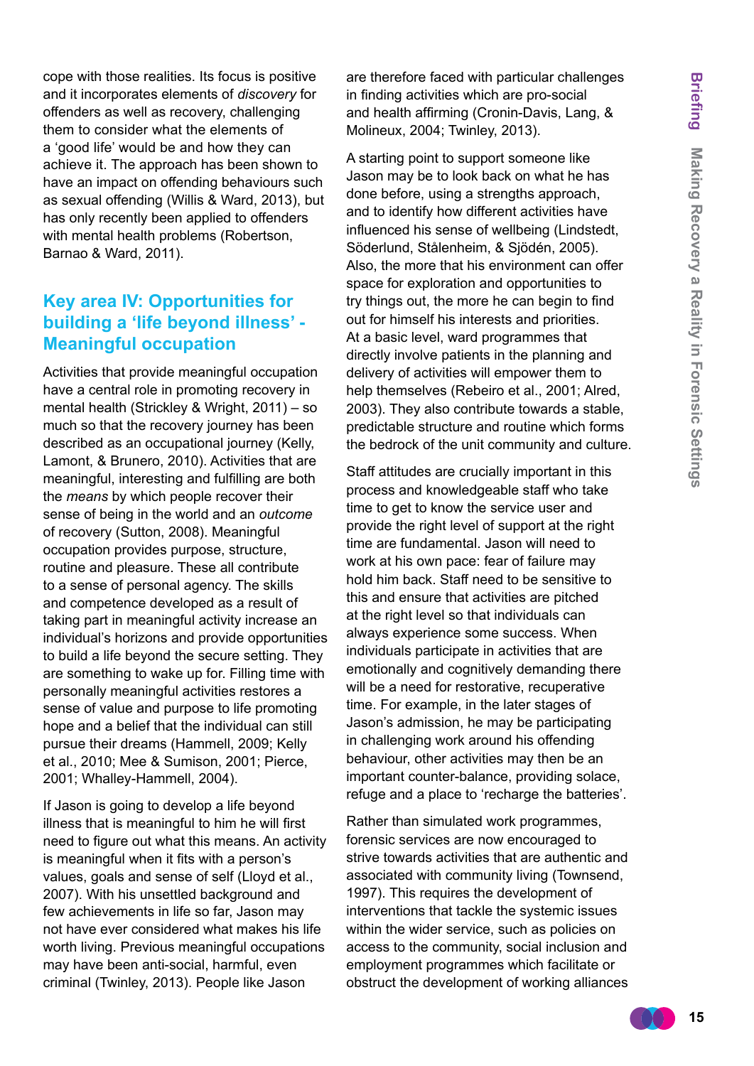cope with those realities. Its focus is positive and it incorporates elements of *discovery* for offenders as well as recovery, challenging them to consider what the elements of a 'good life' would be and how they can achieve it. The approach has been shown to have an impact on offending behaviours such as sexual offending (Willis & Ward, 2013), but has only recently been applied to offenders with mental health problems (Robertson, Barnao & Ward, 2011).

## Key area IV: Opportunities for building a 'life beyond illness' - Meaningful occupation

Activities that provide meaningful occupation have a central role in promoting recovery in mental health (Strickley & Wright, 2011) – so much so that the recovery journey has been described as an occupational journey (Kelly, Lamont, & Brunero, 2010). Activities that are meaningful, interesting and fulfilling are both the *means* by which people recover their sense of being in the world and an *outcome* of recovery (Sutton, 2008). Meaningful occupation provides purpose, structure, routine and pleasure. These all contribute to a sense of personal agency. The skills and competence developed as a result of taking part in meaningful activity increase an individual's horizons and provide opportunities to build a life beyond the secure setting. They are something to wake up for. Filling time with personally meaningful activities restores a sense of value and purpose to life promoting hope and a belief that the individual can still pursue their dreams (Hammell, 2009; Kelly et al., 2010; Mee & Sumison, 2001; Pierce, 2001; Whalley-Hammell, 2004).

If Jason is going to develop a life beyond illness that is meaningful to him he will first need to figure out what this means. An activity is meaningful when it fits with a person's values, goals and sense of self (Lloyd et al., 2007). With his unsettled background and few achievements in life so far, Jason may not have ever considered what makes his life worth living. Previous meaningful occupations may have been anti-social, harmful, even criminal (Twinley, 2013). People like Jason are therefore faced with particular challenges in finding activities which are pro-social and health affirming (Cronin-Davis, Lang, & Molineux, 2004; Twinley, 2013).

A starting point to support someone like Jason may be to look back on what he has done before, using a strengths approach, and to identify how different activities have influenced his sense of wellbeing (Lindstedt, Söderlund, Stålenheim, & Sjödén, 2005). Also, the more that his environment can offer space for exploration and opportunities to try things out, the more he can begin to find out for himself his interests and priorities. At a basic level, ward programmes that directly involve patients in the planning and delivery of activities will empower them to help themselves (Rebeiro et al., 2001; Alred, 2003). They also contribute towards a stable, predictable structure and routine which forms the bedrock of the unit community and culture.

Staff attitudes are crucially important in this process and knowledgeable staff who take time to get to know the service user and provide the right level of support at the right time are fundamental. Jason will need to work at his own pace: fear of failure may hold him back. Staff need to be sensitive to this and ensure that activities are pitched at the right level so that individuals can always experience some success. When individuals participate in activities that are emotionally and cognitively demanding there will be a need for restorative, recuperative time. For example, in the later stages of Jason's admission, he may be participating in challenging work around his offending behaviour, other activities may then be an important counter-balance, providing solace, refuge and a place to 'recharge the batteries'.

Rather than simulated work programmes, forensic services are now encouraged to strive towards activities that are authentic and associated with community living (Townsend, 1997). This requires the development of interventions that tackle the systemic issues within the wider service, such as policies on access to the community, social inclusion and employment programmes which facilitate or obstruct the development of working alliances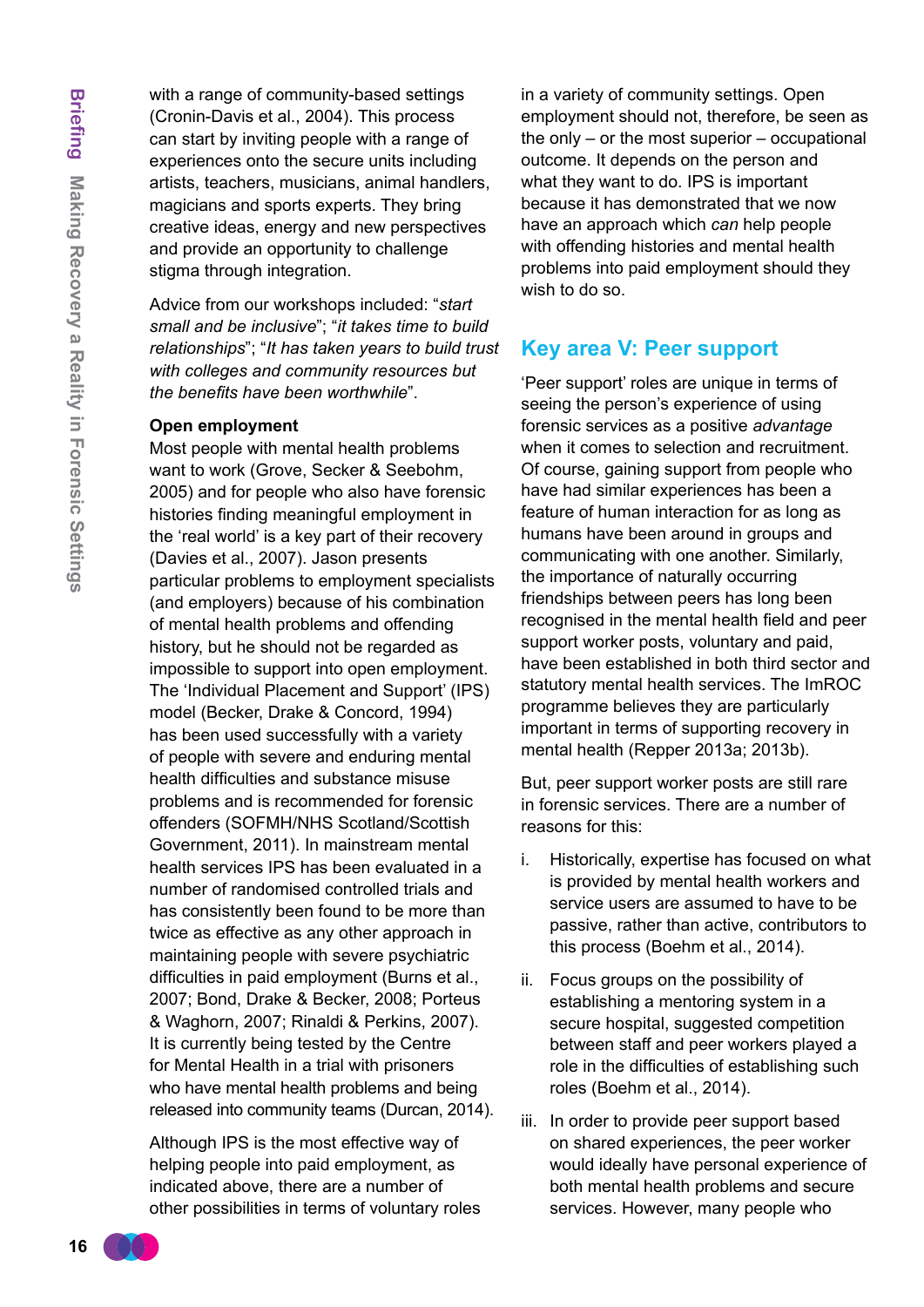with a range of community-based settings (Cronin-Davis et al., 2004). This process can start by inviting people with a range of experiences onto the secure units including artists, teachers, musicians, animal handlers, magicians and sports experts. They bring creative ideas, energy and new perspectives and provide an opportunity to challenge stigma through integration.

Advice from our workshops included: "*start small and be inclusive*"; "*it takes time to build relationships*"; "*It has taken years to build trust with colleges and community resources but the benefits have been worthwhile*".

**Open employment**

Most people with mental health problems want to work (Grove, Secker & Seebohm, 2005) and for people who also have forensic histories finding meaningful employment in the 'real world' is a key part of their recovery (Davies et al., 2007). Jason presents particular problems to employment specialists (and employers) because of his combination of mental health problems and offending history, but he should not be regarded as impossible to support into open employment. The 'Individual Placement and Support' (IPS) model (Becker, Drake & Concord, 1994) has been used successfully with a variety of people with severe and enduring mental health difficulties and substance misuse problems and is recommended for forensic offenders (SOFMH/NHS Scotland/Scottish Government, 2011). In mainstream mental health services IPS has been evaluated in a number of randomised controlled trials and has consistently been found to be more than twice as effective as any other approach in maintaining people with severe psychiatric difficulties in paid employment (Burns et al., 2007; Bond, Drake & Becker, 2008; Porteus & Waghorn, 2007; Rinaldi & Perkins, 2007). It is currently being tested by the Centre for Mental Health in a trial with prisoners who have mental health problems and being released into community teams (Durcan, 2014).

Although IPS is the most effective way of helping people into paid employment, as indicated above, there are a number of other possibilities in terms of voluntary roles in a variety of community settings. Open employment should not, therefore, be seen as the only – or the most superior – occupational outcome. It depends on the person and what they want to do. IPS is important because it has demonstrated that we now have an approach which *can* help people with offending histories and mental health problems into paid employment should they wish to do so.

## Key area V: Peer support

'Peer support' roles are unique in terms of seeing the person's experience of using forensic services as a positive *advantage* when it comes to selection and recruitment. Of course, gaining support from people who have had similar experiences has been a feature of human interaction for as long as humans have been around in groups and communicating with one another. Similarly, the importance of naturally occurring friendships between peers has long been recognised in the mental health field and peer support worker posts, voluntary and paid, have been established in both third sector and statutory mental health services. The ImROC programme believes they are particularly important in terms of supporting recovery in mental health (Repper 2013a; 2013b).

But, peer support worker posts are still rare in forensic services. There are a number of reasons for this:

i. Historically, expertise has focused on what is provided by mental health workers and service users are assumed to have to be passive, rather than active, contributors to this process (Boehm et al., 2014).

ii. Focus groups on the possibility of establishing a mentoring system in a secure hospital, suggested competition between staff and peer workers played a role in the difficulties of establishing such roles (Boehm et al., 2014).

iii. In order to provide peer support based on shared experiences, the peer worker would ideally have personal experience of both mental health problems and secure services. However, many people who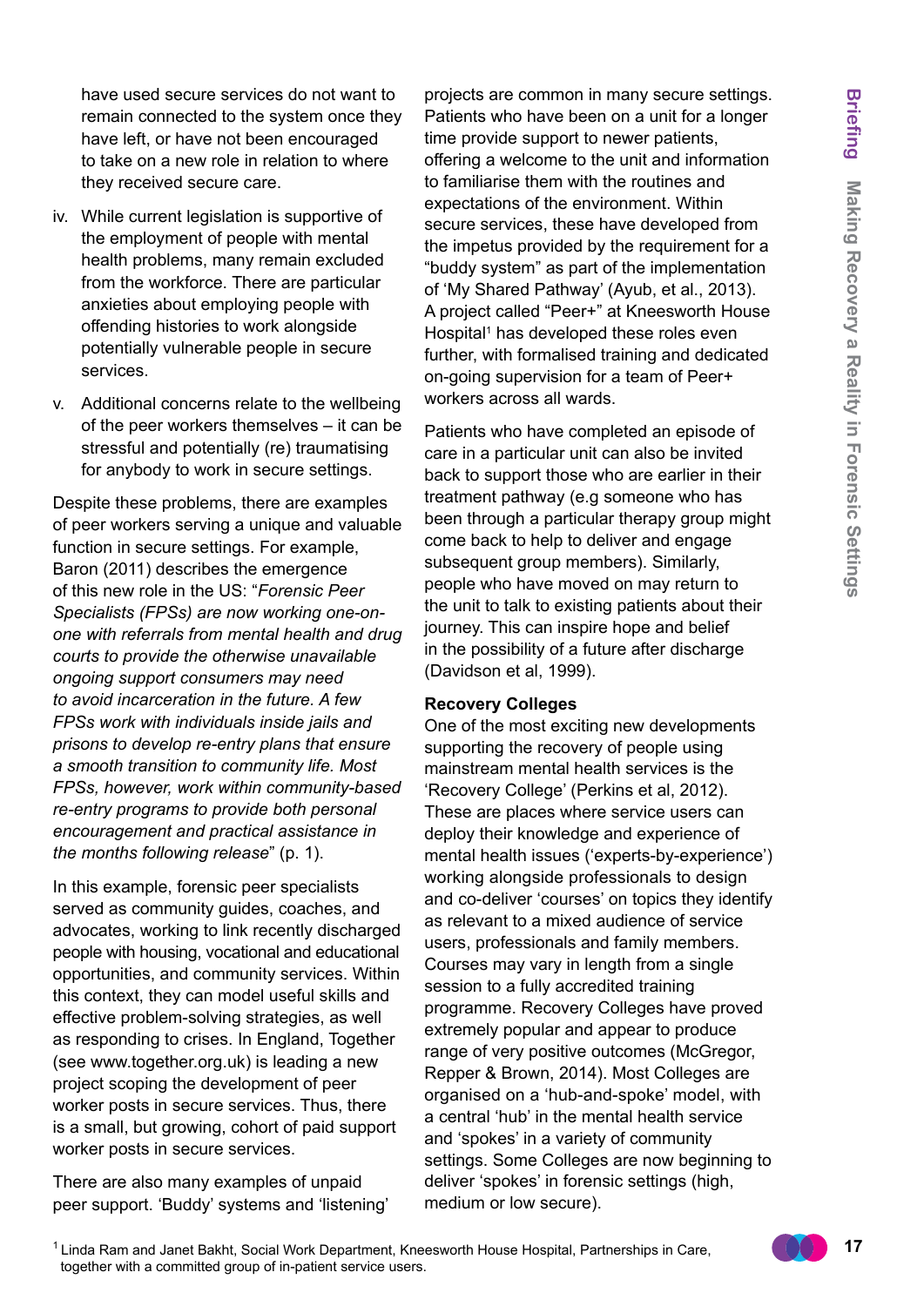have used secure services do not want to remain connected to the system once they have left, or have not been encouraged to take on a new role in relation to where they received secure care.

iv. While current legislation is supportive of the employment of people with mental health problems, many remain excluded from the workforce. There are particular anxieties about employing people with offending histories to work alongside potentially vulnerable people in secure services.

v. Additional concerns relate to the wellbeing of the peer workers themselves – it can be stressful and potentially (re) traumatising for anybody to work in secure settings.

Despite these problems, there are examples of peer workers serving a unique and valuable function in secure settings. For example, Baron (2011) describes the emergence of this new role in the US: "*Forensic Peer Specialists (FPSs) are now working one-on-one with referrals from mental health and drug courts to provide the otherwise unavailable ongoing support consumers may need to avoid incarceration in the future. A few FPSs work with individuals inside jails and prisons to develop re-entry plans that ensure a smooth transition to community life. Most FPSs, however, work within community-based re-entry programs to provide both personal encouragement and practical assistance in the months following release*" (p. 1).

In this example, forensic peer specialists served as community guides, coaches, and advocates, working to link recently discharged people with housing, vocational and educational opportunities, and community services. Within this context, they can model useful skills and effective problem-solving strategies, as well as responding to crises. In England, Together (see www.together.org.uk) is leading a new project scoping the development of peer worker posts in secure services. Thus, there is a small, but growing, cohort of paid support worker posts in secure services.

There are also many examples of unpaid peer support. 'Buddy' systems and 'listening' projects are common in many secure settings. Patients who have been on a unit for a longer time provide support to newer patients, offering a welcome to the unit and information to familiarise them with the routines and expectations of the environment. Within secure services, these have developed from the impetus provided by the requirement for a "buddy system" as part of the implementation of 'My Shared Pathway' (Ayub, et al., 2013). A project called "Peer+" at Kneesworth House Hospital[1] has developed these roles even further, with formalised training and dedicated on-going supervision for a team of Peer+ workers across all wards.

Patients who have completed an episode of care in a particular unit can also be invited back to support those who are earlier in their treatment pathway (e.g someone who has been through a particular therapy group might come back to help to deliver and engage subsequent group members). Similarly, people who have moved on may return to the unit to talk to existing patients about their journey. This can inspire hope and belief in the possibility of a future after discharge (Davidson et al, 1999).

**Recovery Colleges**

One of the most exciting new developments supporting the recovery of people using mainstream mental health services is the 'Recovery College' (Perkins et al, 2012). These are places where service users can deploy their knowledge and experience of mental health issues ('experts-by-experience') working alongside professionals to design and co-deliver 'courses' on topics they identify as relevant to a mixed audience of service users, professionals and family members. Courses may vary in length from a single session to a fully accredited training programme. Recovery Colleges have proved extremely popular and appear to produce range of very positive outcomes (McGregor, Repper & Brown, 2014). Most Colleges are organised on a 'hub-and-spoke' model, with a central 'hub' in the mental health service and 'spokes' in a variety of community settings. Some Colleges are now beginning to deliver 'spokes' in forensic settings (high, medium or low secure).

[1] Linda Ram and Janet Bakht, Social Work Department, Kneesworth House Hospital, Partnerships in Care, together with a committed group of in-patient service users.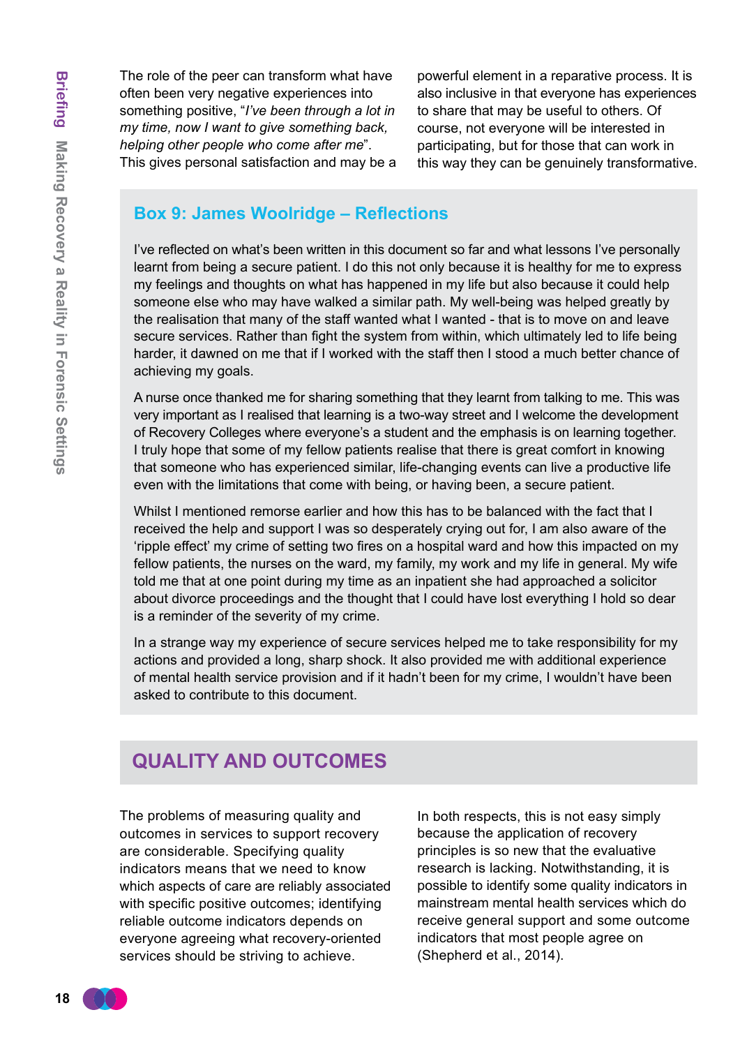The role of the peer can transform what have often been very negative experiences into something positive, "*I've been through a lot in my time, now I want to give something back, helping other people who come after me*". This gives personal satisfaction and may be a powerful element in a reparative process. It is also inclusive in that everyone has experiences to share that may be useful to others. Of course, not everyone will be interested in participating, but for those that can work in this way they can be genuinely transformative.

### Box 9: James Woolridge – Reflections

I've reflected on what's been written in this document so far and what lessons I've personally learnt from being a secure patient. I do this not only because it is healthy for me to express my feelings and thoughts on what has happened in my life but also because it could help someone else who may have walked a similar path. My well-being was helped greatly by the realisation that many of the staff wanted what I wanted - that is to move on and leave secure services. Rather than fight the system from within, which ultimately led to life being harder, it dawned on me that if I worked with the staff then I stood a much better chance of achieving my goals.

A nurse once thanked me for sharing something that they learnt from talking to me. This was very important as I realised that learning is a two-way street and I welcome the development of Recovery Colleges where everyone's a student and the emphasis is on learning together. I truly hope that some of my fellow patients realise that there is great comfort in knowing that someone who has experienced similar, life-changing events can live a productive life even with the limitations that come with being, or having been, a secure patient.

Whilst I mentioned remorse earlier and how this has to be balanced with the fact that I received the help and support I was so desperately crying out for, I am also aware of the 'ripple effect' my crime of setting two fires on a hospital ward and how this impacted on my fellow patients, the nurses on the ward, my family, my work and my life in general. My wife told me that at one point during my time as an inpatient she had approached a solicitor about divorce proceedings and the thought that I could have lost everything I hold so dear is a reminder of the severity of my crime.

In a strange way my experience of secure services helped me to take responsibility for my actions and provided a long, sharp shock. It also provided me with additional experience of mental health service provision and if it hadn't been for my crime, I wouldn't have been asked to contribute to this document.

## QUALITY AND OUTCOMES

The problems of measuring quality and outcomes in services to support recovery are considerable. Specifying quality indicators means that we need to know which aspects of care are reliably associated with specific positive outcomes; identifying reliable outcome indicators depends on everyone agreeing what recovery-oriented services should be striving to achieve.

In both respects, this is not easy simply because the application of recovery principles is so new that the evaluative research is lacking. Notwithstanding, it is possible to identify some quality indicators in mainstream mental health services which do receive general support and some outcome indicators that most people agree on (Shepherd et al., 2014).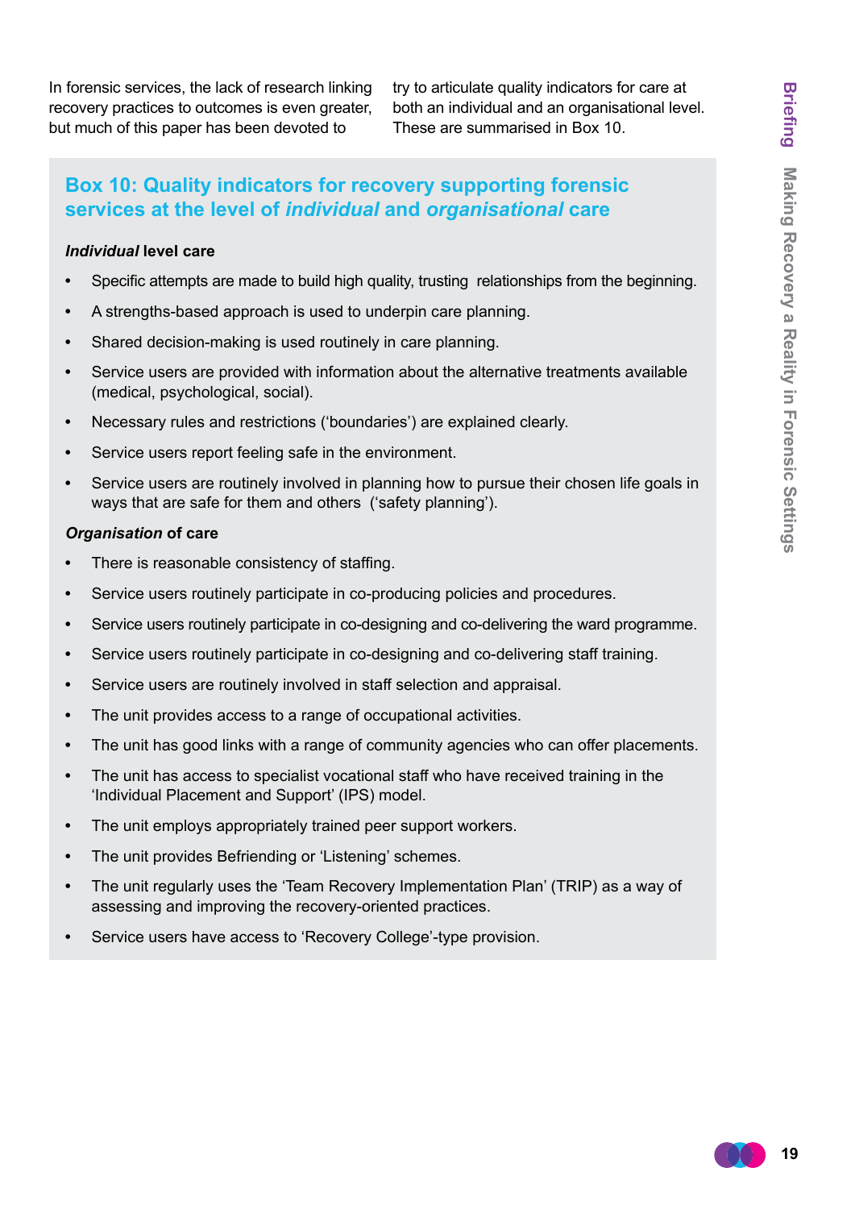In forensic services, the lack of research linking recovery practices to outcomes is even greater, but much of this paper has been devoted to try to articulate quality indicators for care at both an individual and an organisational level. These are summarised in Box 10.

## Box 10: Quality indicators for recovery supporting forensic services at the level of *individual* and *organisational* care

***Individual* level care**

- Specific attempts are made to build high quality, trusting relationships from the beginning.
- A strengths-based approach is used to underpin care planning.
- Shared decision-making is used routinely in care planning.
- Service users are provided with information about the alternative treatments available (medical, psychological, social).
- Necessary rules and restrictions ('boundaries') are explained clearly.
- Service users report feeling safe in the environment.
- Service users are routinely involved in planning how to pursue their chosen life goals in ways that are safe for them and others ('safety planning').

***Organisation* of care**

- There is reasonable consistency of staffing.
- Service users routinely participate in co-producing policies and procedures.
- Service users routinely participate in co-designing and co-delivering the ward programme.
- Service users routinely participate in co-designing and co-delivering staff training.
- Service users are routinely involved in staff selection and appraisal.
- The unit provides access to a range of occupational activities.
- The unit has good links with a range of community agencies who can offer placements.
- The unit has access to specialist vocational staff who have received training in the 'Individual Placement and Support' (IPS) model.
- The unit employs appropriately trained peer support workers.
- The unit provides Befriending or 'Listening' schemes.
- The unit regularly uses the 'Team Recovery Implementation Plan' (TRIP) as a way of assessing and improving the recovery-oriented practices.
- Service users have access to 'Recovery College'-type provision.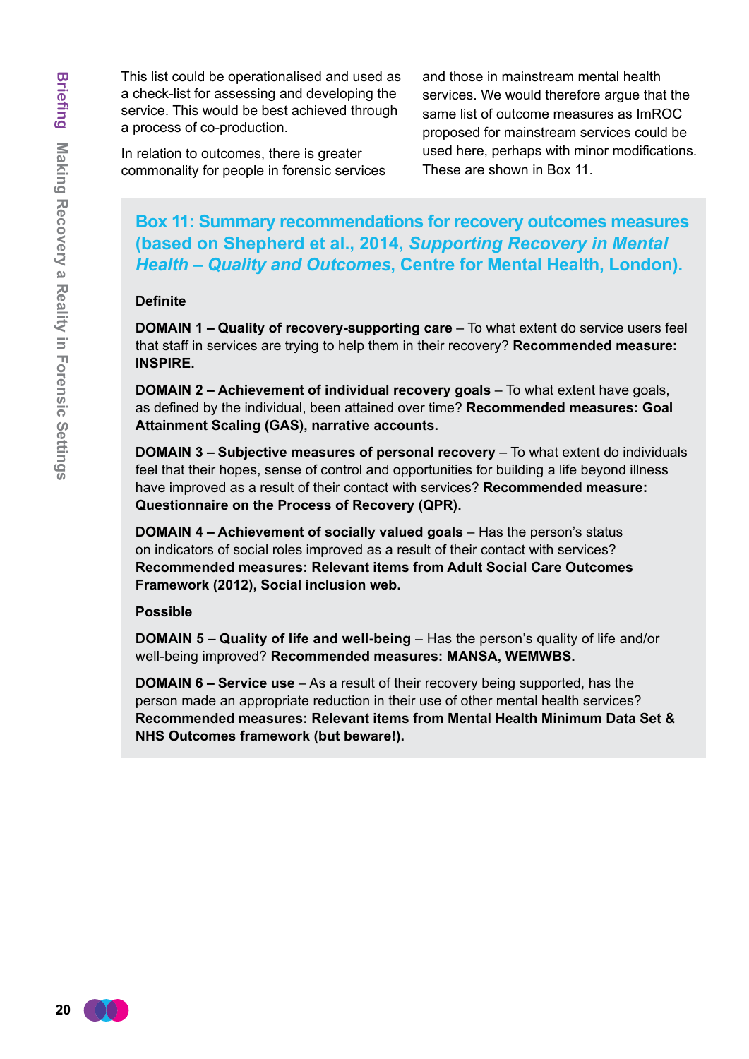This list could be operationalised and used as a check-list for assessing and developing the service. This would be best achieved through a process of co-production.

In relation to outcomes, there is greater commonality for people in forensic services and those in mainstream mental health services. We would therefore argue that the same list of outcome measures as ImROC proposed for mainstream services could be used here, perhaps with minor modifications. These are shown in Box 11.

### Box 11: Summary recommendations for recovery outcomes measures (based on Shepherd et al., 2014, *Supporting Recovery in Mental Health – Quality and Outcomes*, Centre for Mental Health, London).

**Definite**

**DOMAIN 1 – Quality of recovery-supporting care** – To what extent do service users feel that staff in services are trying to help them in their recovery? **Recommended measure: INSPIRE.**

**DOMAIN 2 – Achievement of individual recovery goals** – To what extent have goals, as defined by the individual, been attained over time? **Recommended measures: Goal Attainment Scaling (GAS), narrative accounts.**

**DOMAIN 3 – Subjective measures of personal recovery** – To what extent do individuals feel that their hopes, sense of control and opportunities for building a life beyond illness have improved as a result of their contact with services? **Recommended measure: Questionnaire on the Process of Recovery (QPR).**

**DOMAIN 4 – Achievement of socially valued goals** – Has the person's status on indicators of social roles improved as a result of their contact with services? **Recommended measures: Relevant items from Adult Social Care Outcomes Framework (2012), Social inclusion web.**

**Possible**

**DOMAIN 5 – Quality of life and well-being** – Has the person's quality of life and/or well-being improved? **Recommended measures: MANSA, WEMWBS.**

**DOMAIN 6 – Service use** – As a result of their recovery being supported, has the person made an appropriate reduction in their use of other mental health services? **Recommended measures: Relevant items from Mental Health Minimum Data Set & NHS Outcomes framework (but beware!).**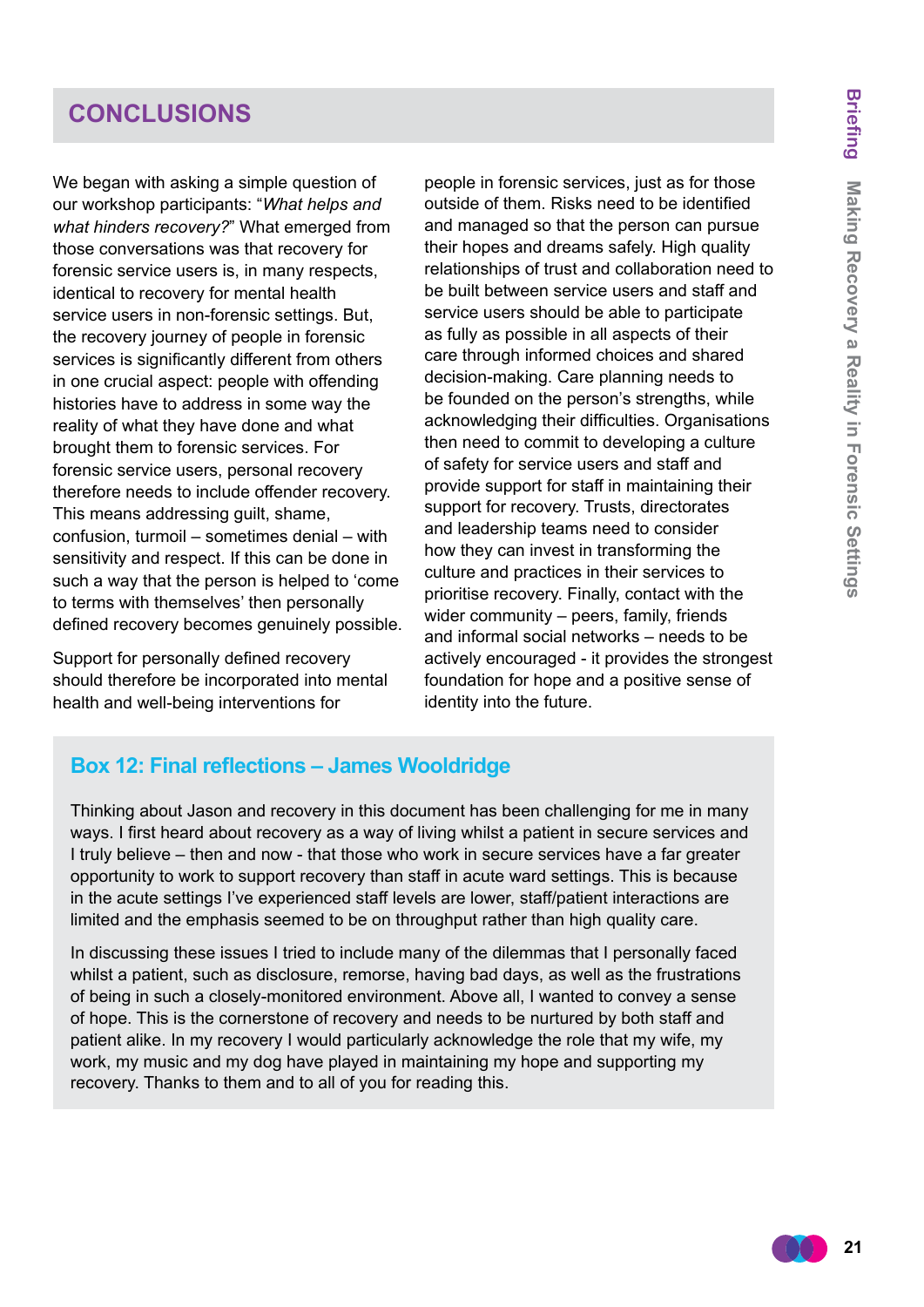## CONCLUSIONS

We began with asking a simple question of our workshop participants: "*What helps and what hinders recovery?*" What emerged from those conversations was that recovery for forensic service users is, in many respects, identical to recovery for mental health service users in non-forensic settings. But, the recovery journey of people in forensic services is significantly different from others in one crucial aspect: people with offending histories have to address in some way the reality of what they have done and what brought them to forensic services. For forensic service users, personal recovery therefore needs to include offender recovery. This means addressing guilt, shame, confusion, turmoil – sometimes denial – with sensitivity and respect. If this can be done in such a way that the person is helped to 'come to terms with themselves' then personally defined recovery becomes genuinely possible.

Support for personally defined recovery should therefore be incorporated into mental health and well-being interventions for people in forensic services, just as for those outside of them. Risks need to be identified and managed so that the person can pursue their hopes and dreams safely. High quality relationships of trust and collaboration need to be built between service users and staff and service users should be able to participate as fully as possible in all aspects of their care through informed choices and shared decision-making. Care planning needs to be founded on the person's strengths, while acknowledging their difficulties. Organisations then need to commit to developing a culture of safety for service users and staff and provide support for staff in maintaining their support for recovery. Trusts, directorates and leadership teams need to consider how they can invest in transforming the culture and practices in their services to prioritise recovery. Finally, contact with the wider community – peers, family, friends and informal social networks – needs to be actively encouraged - it provides the strongest foundation for hope and a positive sense of identity into the future.

### Box 12: Final reflections – James Wooldridge

Thinking about Jason and recovery in this document has been challenging for me in many ways. I first heard about recovery as a way of living whilst a patient in secure services and I truly believe – then and now - that those who work in secure services have a far greater opportunity to work to support recovery than staff in acute ward settings. This is because in the acute settings I've experienced staff levels are lower, staff/patient interactions are limited and the emphasis seemed to be on throughput rather than high quality care.

In discussing these issues I tried to include many of the dilemmas that I personally faced whilst a patient, such as disclosure, remorse, having bad days, as well as the frustrations of being in such a closely-monitored environment. Above all, I wanted to convey a sense of hope. This is the cornerstone of recovery and needs to be nurtured by both staff and patient alike. In my recovery I would particularly acknowledge the role that my wife, my work, my music and my dog have played in maintaining my hope and supporting my recovery. Thanks to them and to all of you for reading this.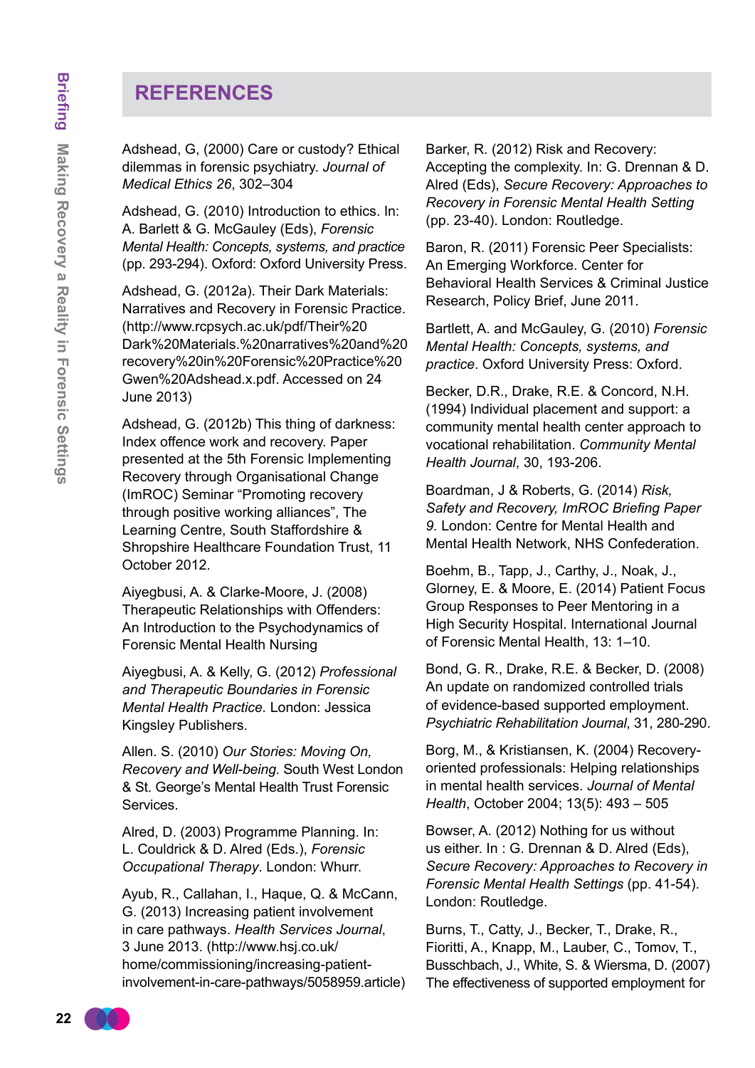## REFERENCES

Adshead, G, (2000) Care or custody? Ethical dilemmas in forensic psychiatry. *Journal of Medical Ethics 26*, 302–304

Adshead, G. (2010) Introduction to ethics. In: A. Barlett & G. McGauley (Eds), *Forensic Mental Health: Concepts, systems, and practice* (pp. 293-294). Oxford: Oxford University Press.

Adshead, G. (2012a). Their Dark Materials: Narratives and Recovery in Forensic Practice. (http://www.rcpsych.ac.uk/pdf/Their%20Dark%20Materials.%20narratives%20and%20recovery%20in%20Forensic%20Practice%20Gwen%20Adshead.x.pdf. Accessed on 24 June 2013)

Adshead, G. (2012b) This thing of darkness: Index offence work and recovery. Paper presented at the 5th Forensic Implementing Recovery through Organisational Change (ImROC) Seminar "Promoting recovery through positive working alliances", The Learning Centre, South Staffordshire & Shropshire Healthcare Foundation Trust, 11 October 2012.

Aiyegbusi, A. & Clarke-Moore, J. (2008) Therapeutic Relationships with Offenders: An Introduction to the Psychodynamics of Forensic Mental Health Nursing

Aiyegbusi, A. & Kelly, G. (2012) *Professional and Therapeutic Boundaries in Forensic Mental Health Practice.* London: Jessica Kingsley Publishers.

Allen. S. (2010) *Our Stories: Moving On, Recovery and Well-being.* South West London & St. George's Mental Health Trust Forensic Services.

Alred, D. (2003) Programme Planning. In: L. Couldrick & D. Alred (Eds.), *Forensic Occupational Therapy*. London: Whurr.

Ayub, R., Callahan, I., Haque, Q. & McCann, G. (2013) Increasing patient involvement in care pathways. *Health Services Journal*, 3 June 2013. (http://www.hsj.co.uk/home/commissioning/increasing-patient-involvement-in-care-pathways/5058959.article)

Barker, R. (2012) Risk and Recovery: Accepting the complexity. In: G. Drennan & D. Alred (Eds), *Secure Recovery: Approaches to Recovery in Forensic Mental Health Setting* (pp. 23-40). London: Routledge.

Baron, R. (2011) Forensic Peer Specialists: An Emerging Workforce. Center for Behavioral Health Services & Criminal Justice Research, Policy Brief, June 2011.

Bartlett, A. and McGauley, G. (2010) *Forensic Mental Health: Concepts, systems, and practice*. Oxford University Press: Oxford.

Becker, D.R., Drake, R.E. & Concord, N.H. (1994) Individual placement and support: a community mental health center approach to vocational rehabilitation. *Community Mental Health Journal*, 30, 193-206.

Boardman, J & Roberts, G. (2014) *Risk, Safety and Recovery, ImROC Briefing Paper 9.* London: Centre for Mental Health and Mental Health Network, NHS Confederation.

Boehm, B., Tapp, J., Carthy, J., Noak, J., Glorney, E. & Moore, E. (2014) Patient Focus Group Responses to Peer Mentoring in a High Security Hospital. International Journal of Forensic Mental Health, 13: 1–10.

Bond, G. R., Drake, R.E. & Becker, D. (2008) An update on randomized controlled trials of evidence-based supported employment. *Psychiatric Rehabilitation Journal*, 31, 280-290.

Borg, M., & Kristiansen, K. (2004) Recovery-oriented professionals: Helping relationships in mental health services. *Journal of Mental Health*, October 2004; 13(5): 493 – 505

Bowser, A. (2012) Nothing for us without us either. In : G. Drennan & D. Alred (Eds), *Secure Recovery: Approaches to Recovery in Forensic Mental Health Settings* (pp. 41-54). London: Routledge.

Burns, T., Catty, J., Becker, T., Drake, R., Fioritti, A., Knapp, M., Lauber, C., Tomov, T., Busschbach, J., White, S. & Wiersma, D. (2007) The effectiveness of supported employment for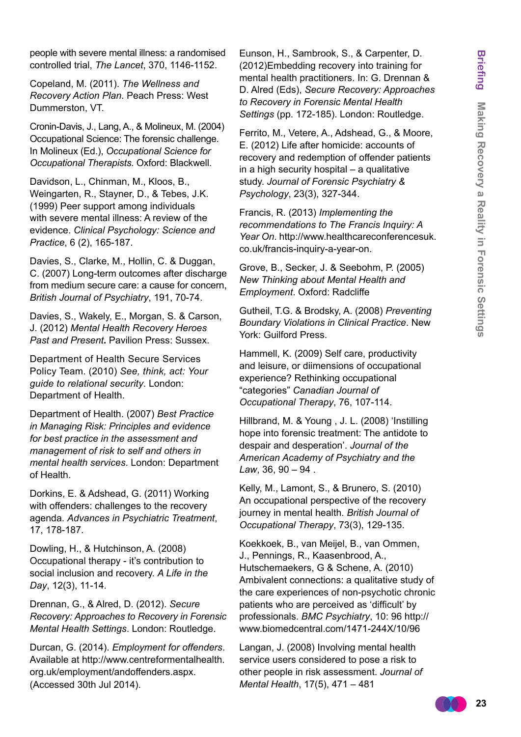people with severe mental illness: a randomised controlled trial, *The Lancet*, 370, 1146-1152.

Copeland, M. (2011). *The Wellness and Recovery Action Plan*. Peach Press: West Dummerston, VT.

Cronin-Davis, J., Lang, A., & Molineux, M. (2004) Occupational Science: The forensic challenge. In Molineux (Ed.), *Occupational Science for Occupational Therapists*. Oxford: Blackwell.

Davidson, L., Chinman, M., Kloos, B., Weingarten, R., Stayner, D., & Tebes, J.K. (1999) Peer support among individuals with severe mental illness: A review of the evidence. *Clinical Psychology: Science and Practice*, 6 (2), 165-187.

Davies, S., Clarke, M., Hollin, C. & Duggan, C. (2007) Long-term outcomes after discharge from medium secure care: a cause for concern, *British Journal of Psychiatry*, 191, 70-74.

Davies, S., Wakely, E., Morgan, S. & Carson, J. (2012) *Mental Health Recovery Heroes Past and Present***.** Pavilion Press: Sussex.

Department of Health Secure Services Policy Team. (2010) *See, think, act: Your guide to relational security*. London: Department of Health.

Department of Health. (2007) *Best Practice in Managing Risk: Principles and evidence for best practice in the assessment and management of risk to self and others in mental health services*. London: Department of Health.

Dorkins, E. & Adshead, G. (2011) Working with offenders: challenges to the recovery agenda. *Advances in Psychiatric Treatment*, 17, 178-187.

Dowling, H., & Hutchinson, A. (2008) Occupational therapy - it's contribution to social inclusion and recovery. *A Life in the Day*, 12(3), 11-14.

Drennan, G., & Alred, D. (2012). *Secure Recovery: Approaches to Recovery in Forensic Mental Health Settings*. London: Routledge.

Durcan, G. (2014). *Employment for offenders*. Available at http://www.centreformentalhealth.org.uk/employment/andoffenders.aspx. (Accessed 30th Jul 2014).

Eunson, H., Sambrook, S., & Carpenter, D. (2012)Embedding recovery into training for mental health practitioners. In: G. Drennan & D. Alred (Eds), *Secure Recovery: Approaches to Recovery in Forensic Mental Health Settings* (pp. 172-185). London: Routledge.

Ferrito, M., Vetere, A., Adshead, G., & Moore, E. (2012) Life after homicide: accounts of recovery and redemption of offender patients in a high security hospital – a qualitative study. *Journal of Forensic Psychiatry & Psychology*, 23(3), 327-344.

Francis, R. (2013) *Implementing the recommendations to The Francis Inquiry: A Year On*. http://www.healthcareconferencesuk.co.uk/francis-inquiry-a-year-on.

Grove, B., Secker, J. & Seebohm, P. (2005) *New Thinking about Mental Health and Employment*. Oxford: Radcliffe

Gutheil, T.G. & Brodsky, A. (2008) *Preventing Boundary Violations in Clinical Practice*. New York: Guilford Press.

Hammell, K. (2009) Self care, productivity and leisure, or diimensions of occupational experience? Rethinking occupational "categories" *Canadian Journal of Occupational Therapy*, 76, 107-114.

Hillbrand, M. & Young , J. L. (2008) 'Instilling hope into forensic treatment: The antidote to despair and desperation'. *Journal of the American Academy of Psychiatry and the Law*, 36, 90 – 94 .

Kelly, M., Lamont, S., & Brunero, S. (2010) An occupational perspective of the recovery journey in mental health. *British Journal of Occupational Therapy*, 73(3), 129-135.

Koekkoek, B., van Meijel, B., van Ommen, J., Pennings, R., Kaasenbrood, A., Hutschemaekers, G & Schene, A. (2010) Ambivalent connections: a qualitative study of the care experiences of non-psychotic chronic patients who are perceived as 'difficult' by professionals. *BMC Psychiatry*, 10: 96 http://www.biomedcentral.com/1471-244X/10/96

Langan, J. (2008) Involving mental health service users considered to pose a risk to other people in risk assessment. *Journal of Mental Health*, 17(5), 471 – 481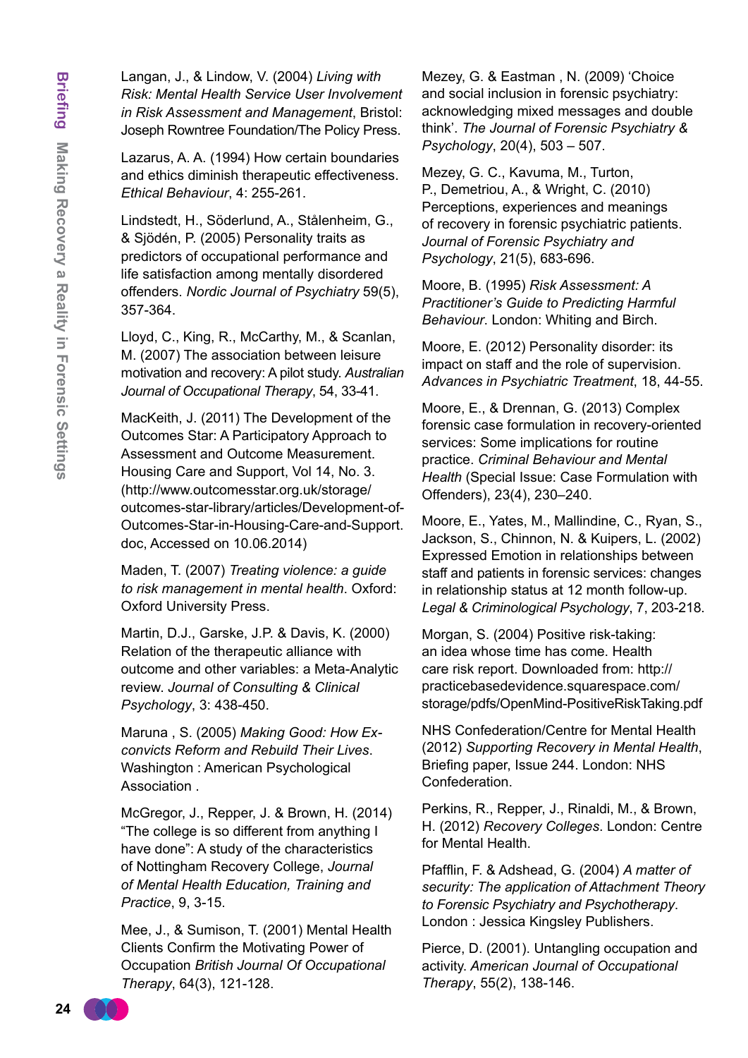Langan, J., & Lindow, V. (2004) *Living with Risk: Mental Health Service User Involvement in Risk Assessment and Management*, Bristol: Joseph Rowntree Foundation/The Policy Press.

Lazarus, A. A. (1994) How certain boundaries and ethics diminish therapeutic effectiveness. *Ethical Behaviour*, 4: 255-261.

Lindstedt, H., Söderlund, A., Stålenheim, G., & Sjödén, P. (2005) Personality traits as predictors of occupational performance and life satisfaction among mentally disordered offenders. *Nordic Journal of Psychiatry* 59(5), 357-364.

Lloyd, C., King, R., McCarthy, M., & Scanlan, M. (2007) The association between leisure motivation and recovery: A pilot study. *Australian Journal of Occupational Therapy*, 54, 33-41.

MacKeith, J. (2011) The Development of the Outcomes Star: A Participatory Approach to Assessment and Outcome Measurement. Housing Care and Support, Vol 14, No. 3. (http://www.outcomesstar.org.uk/storage/outcomes-star-library/articles/Development-of-Outcomes-Star-in-Housing-Care-and-Support.doc, Accessed on 10.06.2014)

Maden, T. (2007) *Treating violence: a guide to risk management in mental health*. Oxford: Oxford University Press.

Martin, D.J., Garske, J.P. & Davis, K. (2000) Relation of the therapeutic alliance with outcome and other variables: a Meta-Analytic review. *Journal of Consulting & Clinical Psychology*, 3: 438-450.

Maruna , S. (2005) *Making Good: How Ex-convicts Reform and Rebuild Their Lives*. Washington : American Psychological Association .

McGregor, J., Repper, J. & Brown, H. (2014) "The college is so different from anything I have done": A study of the characteristics of Nottingham Recovery College, *Journal of Mental Health Education, Training and Practice*, 9, 3-15.

Mee, J., & Sumison, T. (2001) Mental Health Clients Confirm the Motivating Power of Occupation *British Journal Of Occupational Therapy*, 64(3), 121-128.

Mezey, G. & Eastman , N. (2009) 'Choice and social inclusion in forensic psychiatry: acknowledging mixed messages and double think'. *The Journal of Forensic Psychiatry & Psychology*, 20(4), 503 – 507.

Mezey, G. C., Kavuma, M., Turton, P., Demetriou, A., & Wright, C. (2010) Perceptions, experiences and meanings of recovery in forensic psychiatric patients. *Journal of Forensic Psychiatry and Psychology*, 21(5), 683-696.

Moore, B. (1995) *Risk Assessment: A Practitioner's Guide to Predicting Harmful Behaviour*. London: Whiting and Birch.

Moore, E. (2012) Personality disorder: its impact on staff and the role of supervision. *Advances in Psychiatric Treatment*, 18, 44-55.

Moore, E., & Drennan, G. (2013) Complex forensic case formulation in recovery-oriented services: Some implications for routine practice. *Criminal Behaviour and Mental Health* (Special Issue: Case Formulation with Offenders), 23(4), 230–240.

Moore, E., Yates, M., Mallindine, C., Ryan, S., Jackson, S., Chinnon, N. & Kuipers, L. (2002) Expressed Emotion in relationships between staff and patients in forensic services: changes in relationship status at 12 month follow-up. *Legal & Criminological Psychology*, 7, 203-218.

Morgan, S. (2004) Positive risk-taking: an idea whose time has come. Health care risk report. Downloaded from: http://practicebasedevidence.squarespace.com/storage/pdfs/OpenMind-PositiveRiskTaking.pdf

NHS Confederation/Centre for Mental Health (2012) *Supporting Recovery in Mental Health*, Briefing paper, Issue 244. London: NHS Confederation.

Perkins, R., Repper, J., Rinaldi, M., & Brown, H. (2012) *Recovery Colleges*. London: Centre for Mental Health.

Pfafflin, F. & Adshead, G. (2004) *A matter of security: The application of Attachment Theory to Forensic Psychiatry and Psychotherapy*. London : Jessica Kingsley Publishers.

Pierce, D. (2001). Untangling occupation and activity. *American Journal of Occupational Therapy*, 55(2), 138-146.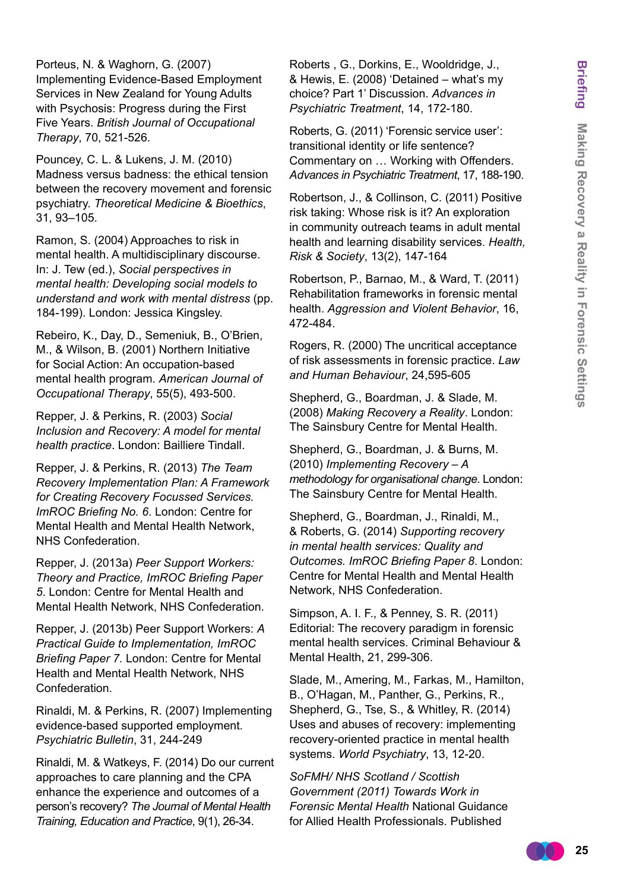Porteus, N. & Waghorn, G. (2007) Implementing Evidence-Based Employment Services in New Zealand for Young Adults with Psychosis: Progress during the First Five Years. *British Journal of Occupational Therapy*, 70, 521-526.

Pouncey, C. L. & Lukens, J. M. (2010) Madness versus badness: the ethical tension between the recovery movement and forensic psychiatry. *Theoretical Medicine & Bioethics*, 31, 93–105.

Ramon, S. (2004) Approaches to risk in mental health. A multidisciplinary discourse. In: J. Tew (ed.), *Social perspectives in mental health: Developing social models to understand and work with mental distress* (pp. 184-199). London: Jessica Kingsley.

Rebeiro, K., Day, D., Semeniuk, B., O'Brien, M., & Wilson, B. (2001) Northern Initiative for Social Action: An occupation-based mental health program. *American Journal of Occupational Therapy*, 55(5), 493-500.

Repper, J. & Perkins, R. (2003) *Social Inclusion and Recovery: A model for mental health practice*. London: Bailliere Tindall.

Repper, J. & Perkins, R. (2013) *The Team Recovery Implementation Plan: A Framework for Creating Recovery Focussed Services. ImROC Briefing No. 6*. London: Centre for Mental Health and Mental Health Network, NHS Confederation.

Repper, J. (2013a) *Peer Support Workers: Theory and Practice, ImROC Briefing Paper 5*. London: Centre for Mental Health and Mental Health Network, NHS Confederation.

Repper, J. (2013b) Peer Support Workers: *A Practical Guide to Implementation, ImROC Briefing Paper 7*. London: Centre for Mental Health and Mental Health Network, NHS Confederation.

Rinaldi, M. & Perkins, R. (2007) Implementing evidence-based supported employment. *Psychiatric Bulletin*, 31, 244-249

Rinaldi, M. & Watkeys, F. (2014) Do our current approaches to care planning and the CPA enhance the experience and outcomes of a person's recovery? *The Journal of Mental Health Training, Education and Practice*, 9(1), 26-34.

Roberts , G., Dorkins, E., Wooldridge, J., & Hewis, E. (2008) 'Detained – what's my choice? Part 1' Discussion. *Advances in Psychiatric Treatment*, 14, 172-180.

Roberts, G. (2011) 'Forensic service user': transitional identity or life sentence? Commentary on … Working with Offenders. *Advances in Psychiatric Treatment*, 17, 188-190.

Robertson, J., & Collinson, C. (2011) Positive risk taking: Whose risk is it? An exploration in community outreach teams in adult mental health and learning disability services. *Health, Risk & Society*, 13(2), 147-164

Robertson, P., Barnao, M., & Ward, T. (2011) Rehabilitation frameworks in forensic mental health. *Aggression and Violent Behavior*, 16, 472-484.

Rogers, R. (2000) The uncritical acceptance of risk assessments in forensic practice. *Law and Human Behaviour*, 24,595-605

Shepherd, G., Boardman, J. & Slade, M. (2008) *Making Recovery a Reality*. London: The Sainsbury Centre for Mental Health.

Shepherd, G., Boardman, J. & Burns, M. (2010) *Implementing Recovery – A methodology for organisational change*. London: The Sainsbury Centre for Mental Health.

Shepherd, G., Boardman, J., Rinaldi, M., & Roberts, G. (2014) *Supporting recovery in mental health services: Quality and Outcomes. ImROC Briefing Paper 8*. London: Centre for Mental Health and Mental Health Network, NHS Confederation.

Simpson, A. I. F., & Penney, S. R. (2011) Editorial: The recovery paradigm in forensic mental health services. Criminal Behaviour & Mental Health, 21, 299-306.

Slade, M., Amering, M., Farkas, M., Hamilton, B., O'Hagan, M., Panther, G., Perkins, R., Shepherd, G., Tse, S., & Whitley, R. (2014) Uses and abuses of recovery: implementing recovery-oriented practice in mental health systems. *World Psychiatry*, 13, 12-20.

*SoFMH/ NHS Scotland / Scottish Government (2011) Towards Work in Forensic Mental Health* National Guidance for Allied Health Professionals. Published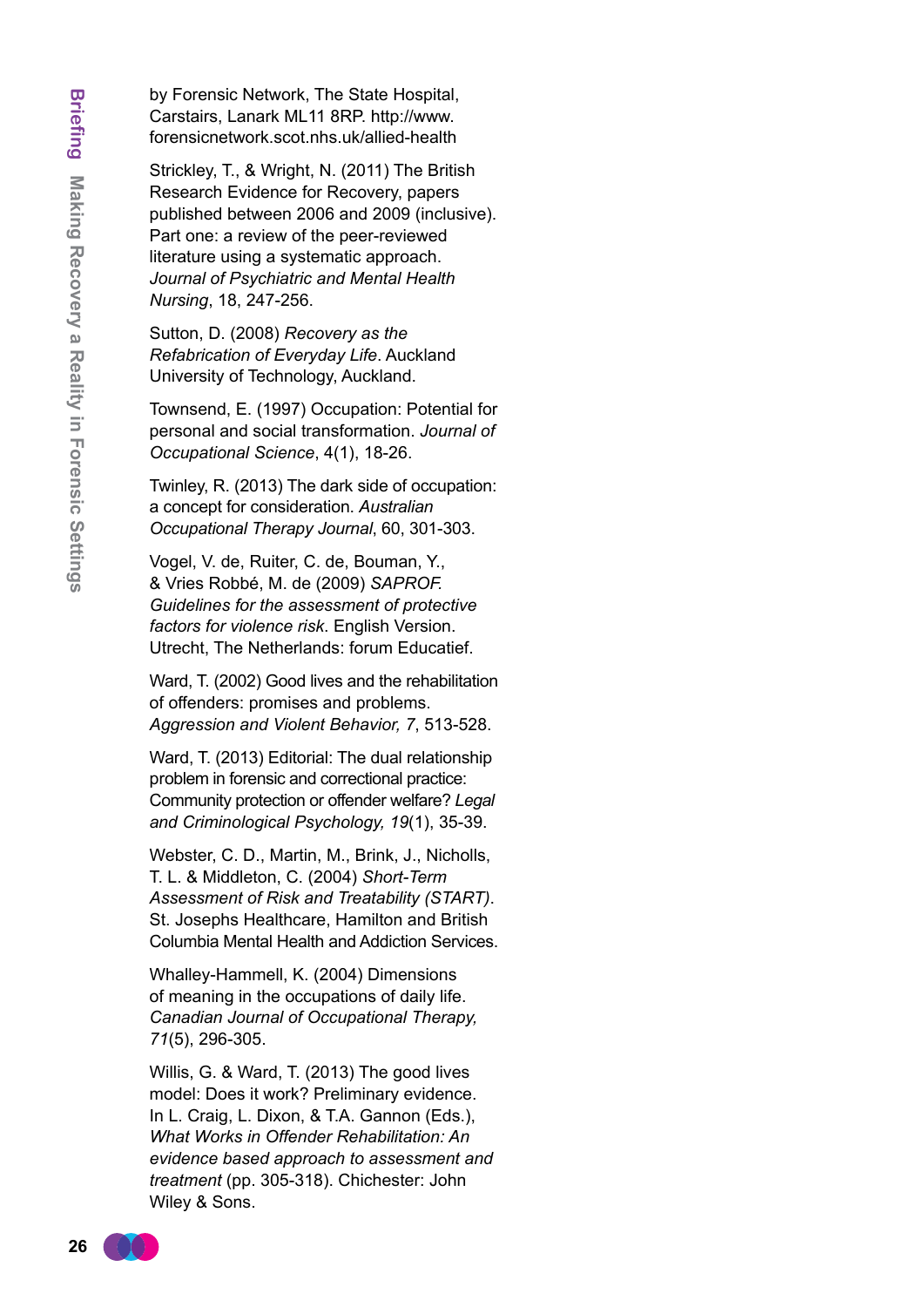by Forensic Network, The State Hospital, Carstairs, Lanark ML11 8RP. http://www.forensicnetwork.scot.nhs.uk/allied-health

Strickley, T., & Wright, N. (2011) The British Research Evidence for Recovery, papers published between 2006 and 2009 (inclusive). Part one: a review of the peer-reviewed literature using a systematic approach. *Journal of Psychiatric and Mental Health Nursing*, 18, 247-256.

Sutton, D. (2008) *Recovery as the Refabrication of Everyday Life*. Auckland University of Technology, Auckland.

Townsend, E. (1997) Occupation: Potential for personal and social transformation. *Journal of Occupational Science*, 4(1), 18-26.

Twinley, R. (2013) The dark side of occupation: a concept for consideration. *Australian Occupational Therapy Journal*, 60, 301-303.

Vogel, V. de, Ruiter, C. de, Bouman, Y., & Vries Robbé, M. de (2009) *SAPROF. Guidelines for the assessment of protective factors for violence risk*. English Version. Utrecht, The Netherlands: forum Educatief.

Ward, T. (2002) Good lives and the rehabilitation of offenders: promises and problems. *Aggression and Violent Behavior, 7*, 513-528.

Ward, T. (2013) Editorial: The dual relationship problem in forensic and correctional practice: Community protection or offender welfare? *Legal and Criminological Psychology, 19*(1), 35-39.

Webster, C. D., Martin, M., Brink, J., Nicholls, T. L. & Middleton, C. (2004) *Short-Term Assessment of Risk and Treatability (START)*. St. Josephs Healthcare, Hamilton and British Columbia Mental Health and Addiction Services.

Whalley-Hammell, K. (2004) Dimensions of meaning in the occupations of daily life. *Canadian Journal of Occupational Therapy, 71*(5), 296-305.

Willis, G. & Ward, T. (2013) The good lives model: Does it work? Preliminary evidence. In L. Craig, L. Dixon, & T.A. Gannon (Eds.), *What Works in Offender Rehabilitation: An evidence based approach to assessment and treatment* (pp. 305-318). Chichester: John Wiley & Sons.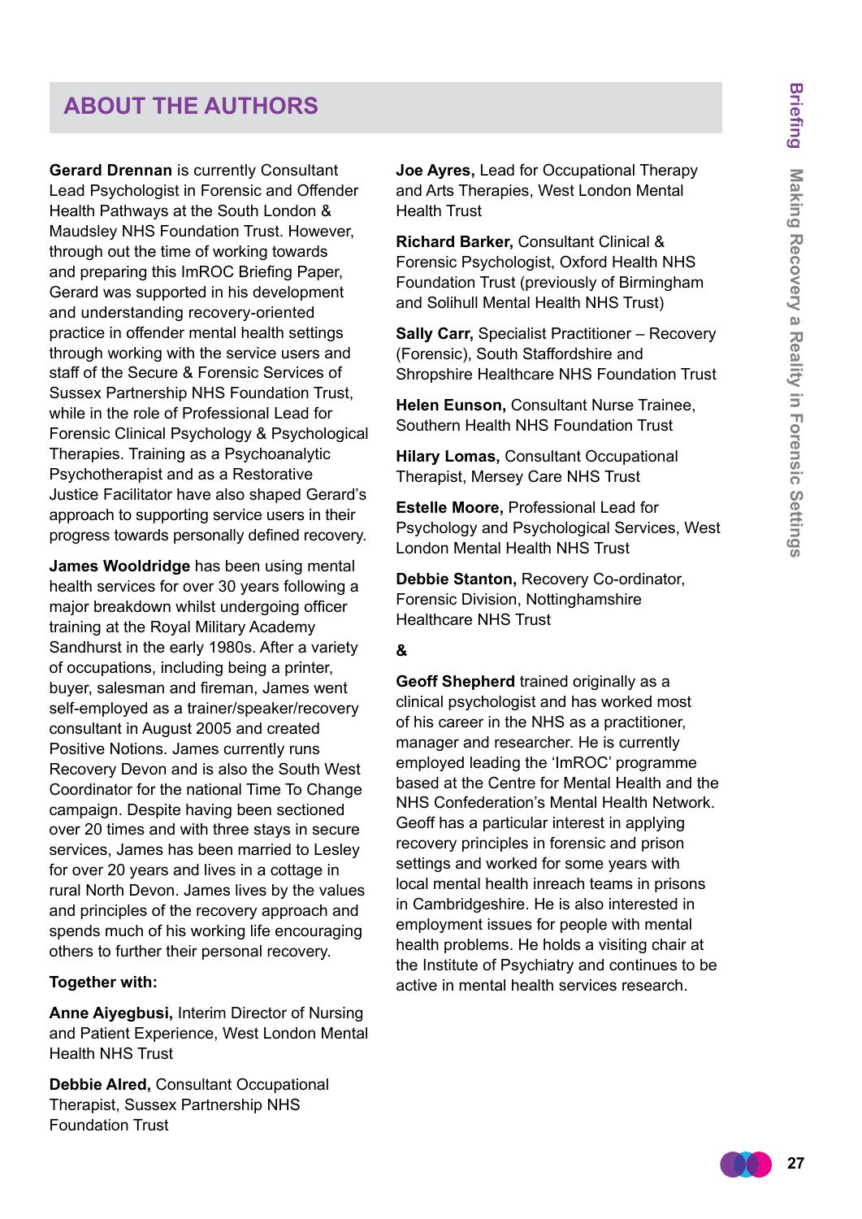## ABOUT THE AUTHORS

**Gerard Drennan** is currently Consultant Lead Psychologist in Forensic and Offender Health Pathways at the South London & Maudsley NHS Foundation Trust. However, through out the time of working towards and preparing this ImROC Briefing Paper, Gerard was supported in his development and understanding recovery-oriented practice in offender mental health settings through working with the service users and staff of the Secure & Forensic Services of Sussex Partnership NHS Foundation Trust, while in the role of Professional Lead for Forensic Clinical Psychology & Psychological Therapies. Training as a Psychoanalytic Psychotherapist and as a Restorative Justice Facilitator have also shaped Gerard's approach to supporting service users in their progress towards personally defined recovery.

**James Wooldridge** has been using mental health services for over 30 years following a major breakdown whilst undergoing officer training at the Royal Military Academy Sandhurst in the early 1980s. After a variety of occupations, including being a printer, buyer, salesman and fireman, James went self-employed as a trainer/speaker/recovery consultant in August 2005 and created Positive Notions. James currently runs Recovery Devon and is also the South West Coordinator for the national Time To Change campaign. Despite having been sectioned over 20 times and with three stays in secure services, James has been married to Lesley for over 20 years and lives in a cottage in rural North Devon. James lives by the values and principles of the recovery approach and spends much of his working life encouraging others to further their personal recovery.

**Together with:**

**Anne Aiyegbusi,** Interim Director of Nursing and Patient Experience, West London Mental Health NHS Trust

**Debbie Alred,** Consultant Occupational Therapist, Sussex Partnership NHS Foundation Trust

**Joe Ayres,** Lead for Occupational Therapy and Arts Therapies, West London Mental Health Trust

**Richard Barker,** Consultant Clinical & Forensic Psychologist, Oxford Health NHS Foundation Trust (previously of Birmingham and Solihull Mental Health NHS Trust)

**Sally Carr,** Specialist Practitioner – Recovery (Forensic), South Staffordshire and Shropshire Healthcare NHS Foundation Trust

**Helen Eunson,** Consultant Nurse Trainee, Southern Health NHS Foundation Trust

**Hilary Lomas,** Consultant Occupational Therapist, Mersey Care NHS Trust

**Estelle Moore,** Professional Lead for Psychology and Psychological Services, West London Mental Health NHS Trust

**Debbie Stanton,** Recovery Co-ordinator, Forensic Division, Nottinghamshire Healthcare NHS Trust

**&**

**Geoff Shepherd** trained originally as a clinical psychologist and has worked most of his career in the NHS as a practitioner, manager and researcher. He is currently employed leading the 'ImROC' programme based at the Centre for Mental Health and the NHS Confederation's Mental Health Network. Geoff has a particular interest in applying recovery principles in forensic and prison settings and worked for some years with local mental health inreach teams in prisons in Cambridgeshire. He is also interested in employment issues for people with mental health problems. He holds a visiting chair at the Institute of Psychiatry and continues to be active in mental health services research.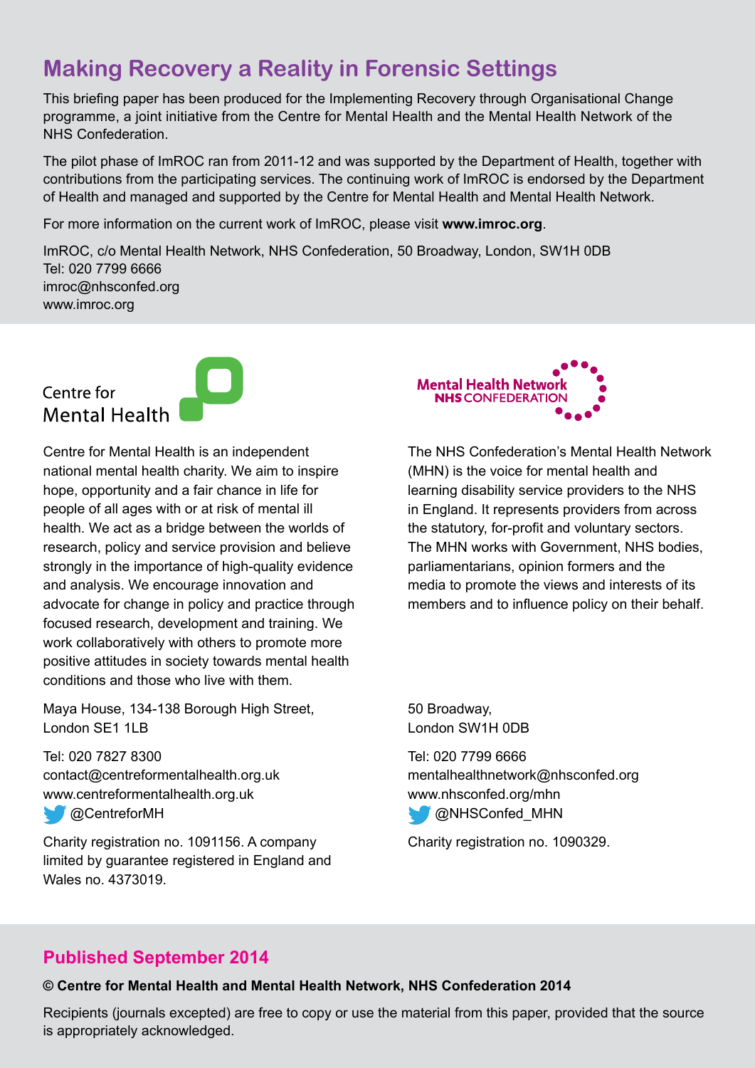## Making Recovery a Reality in Forensic Settings

This briefing paper has been produced for the Implementing Recovery through Organisational Change programme, a joint initiative from the Centre for Mental Health and the Mental Health Network of the NHS Confederation.

The pilot phase of ImROC ran from 2011-12 and was supported by the Department of Health, together with contributions from the participating services. The continuing work of ImROC is endorsed by the Department of Health and managed and supported by the Centre for Mental Health and Mental Health Network.

For more information on the current work of ImROC, please visit **www.imroc.org**.

ImROC, c/o Mental Health Network, NHS Confederation, 50 Broadway, London, SW1H 0DB
Tel: 020 7799 6666
imroc@nhsconfed.org
www.imroc.org

Centre for Mental Health

Centre for Mental Health is an independent national mental health charity. We aim to inspire hope, opportunity and a fair chance in life for people of all ages with or at risk of mental ill health. We act as a bridge between the worlds of research, policy and service provision and believe strongly in the importance of high-quality evidence and analysis. We encourage innovation and advocate for change in policy and practice through focused research, development and training. We work collaboratively with others to promote more positive attitudes in society towards mental health conditions and those who live with them.

Maya House, 134-138 Borough High Street,
London SE1 1LB

Tel: 020 7827 8300
contact@centreformentalhealth.org.uk
www.centreformentalhealth.org.uk
@CentreforMH

Charity registration no. 1091156. A company limited by guarantee registered in England and Wales no. 4373019.

Mental Health Network NHS CONFEDERATION

The NHS Confederation's Mental Health Network (MHN) is the voice for mental health and learning disability service providers to the NHS in England. It represents providers from across the statutory, for-profit and voluntary sectors. The MHN works with Government, NHS bodies, parliamentarians, opinion formers and the media to promote the views and interests of its members and to influence policy on their behalf.

50 Broadway,
London SW1H 0DB

Tel: 020 7799 6666
mentalhealthnetwork@nhsconfed.org
www.nhsconfed.org/mhn
@NHSConfed_MHN

Charity registration no. 1090329.

### Published September 2014

**© Centre for Mental Health and Mental Health Network, NHS Confederation 2014**

Recipients (journals excepted) are free to copy or use the material from this paper, provided that the source is appropriately acknowledged.